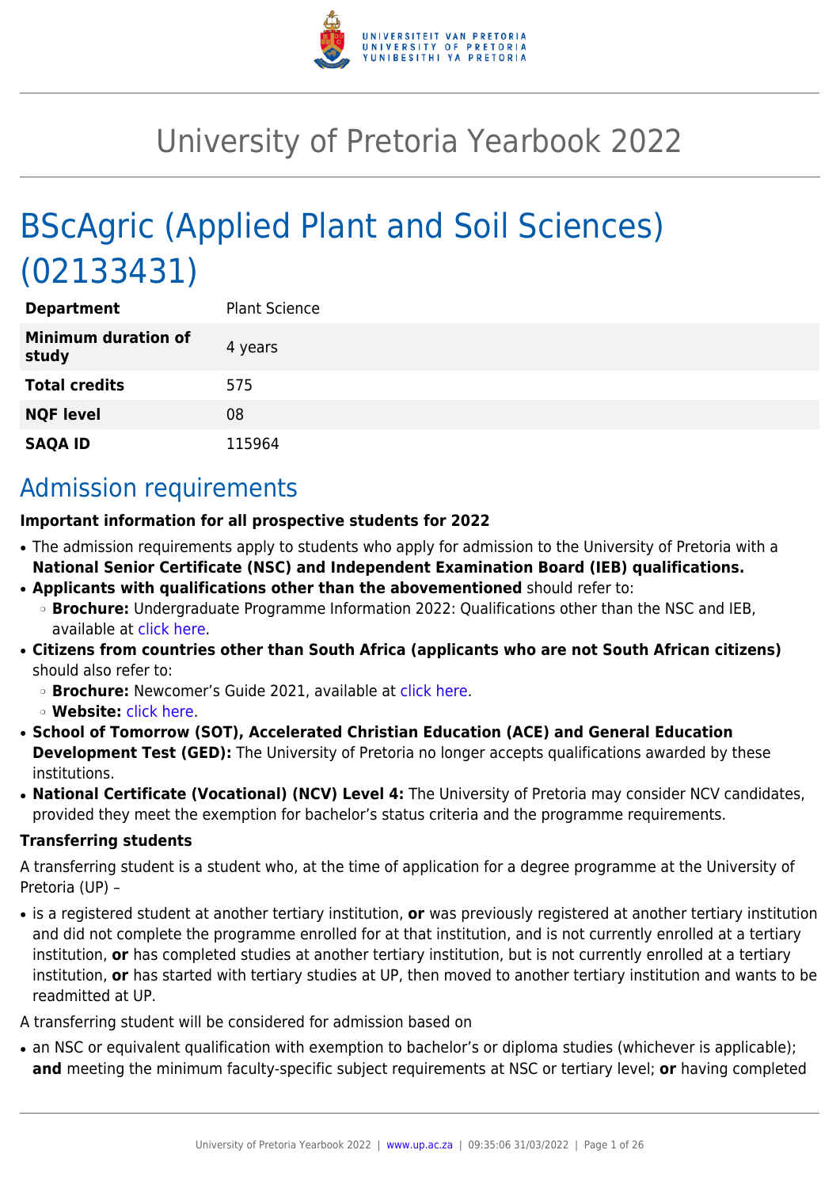# University of Pretoria Yearbook 2022

# BScAgric (Applied Plant and Soil Sciences) (02133431)

| | |
|---|---|
| **Department** | Plant Science |
| **Minimum duration of study** | 4 years |
| **Total credits** | 575 |
| **NQF level** | 08 |
| **SAQA ID** | 115964 |

## Admission requirements

**Important information for all prospective students for 2022**

- The admission requirements apply to students who apply for admission to the University of Pretoria with a **National Senior Certificate (NSC) and Independent Examination Board (IEB) qualifications.**
- **Applicants with qualifications other than the abovementioned** should refer to:
  - **Brochure:** Undergraduate Programme Information 2022: Qualifications other than the NSC and IEB, available at click here.
- **Citizens from countries other than South Africa (applicants who are not South African citizens)** should also refer to:
  - **Brochure:** Newcomer's Guide 2021, available at click here.
  - **Website:** click here.
- **School of Tomorrow (SOT), Accelerated Christian Education (ACE) and General Education Development Test (GED):** The University of Pretoria no longer accepts qualifications awarded by these institutions.
- **National Certificate (Vocational) (NCV) Level 4:** The University of Pretoria may consider NCV candidates, provided they meet the exemption for bachelor's status criteria and the programme requirements.

**Transferring students**

A transferring student is a student who, at the time of application for a degree programme at the University of Pretoria (UP) –

- is a registered student at another tertiary institution, **or** was previously registered at another tertiary institution and did not complete the programme enrolled for at that institution, and is not currently enrolled at a tertiary institution, **or** has completed studies at another tertiary institution, but is not currently enrolled at a tertiary institution, **or** has started with tertiary studies at UP, then moved to another tertiary institution and wants to be readmitted at UP.

A transferring student will be considered for admission based on

- an NSC or equivalent qualification with exemption to bachelor's or diploma studies (whichever is applicable); **and** meeting the minimum faculty-specific subject requirements at NSC or tertiary level; **or** having completed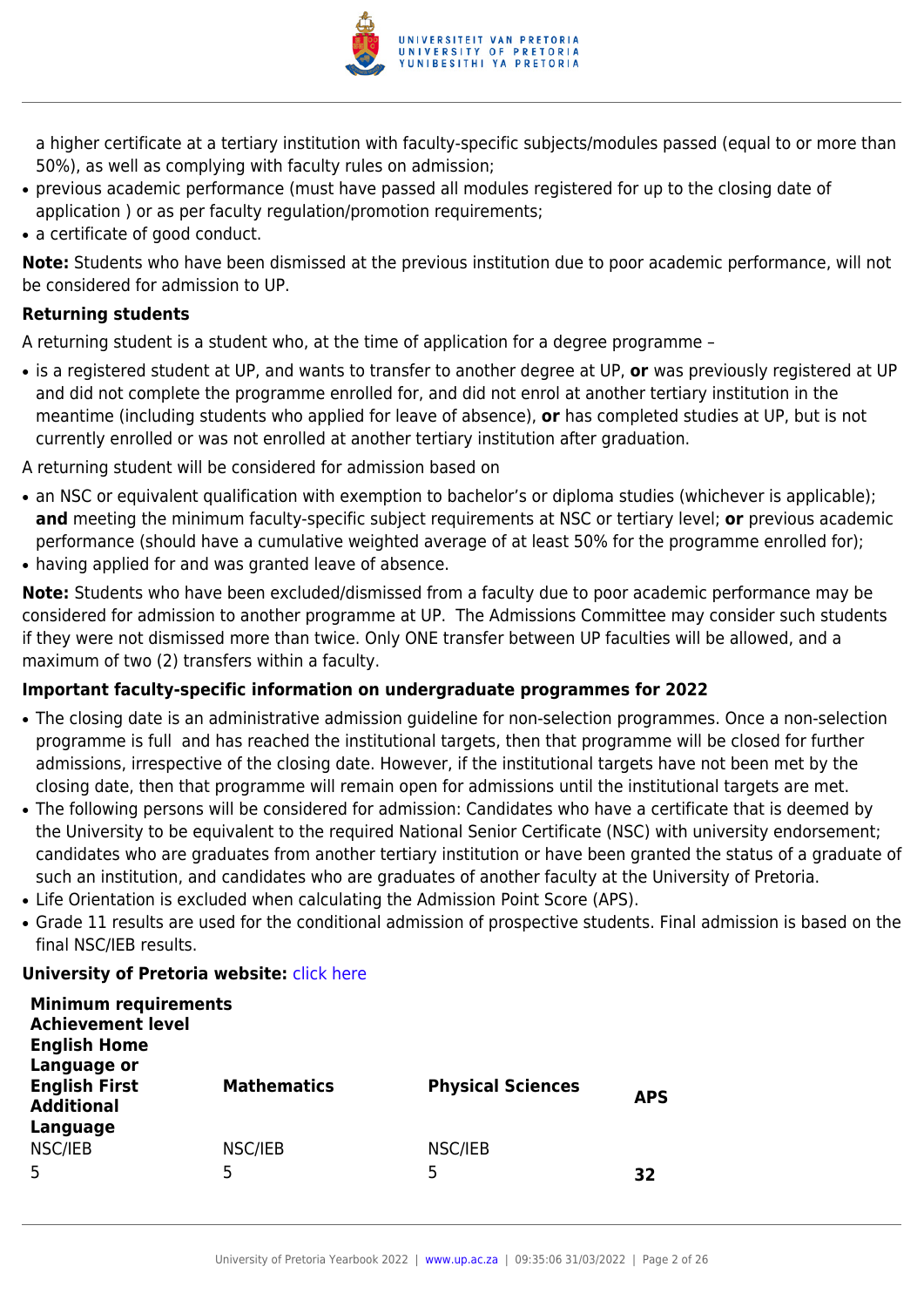a higher certificate at a tertiary institution with faculty-specific subjects/modules passed (equal to or more than 50%), as well as complying with faculty rules on admission;
- previous academic performance (must have passed all modules registered for up to the closing date of application ) or as per faculty regulation/promotion requirements;
- a certificate of good conduct.

**Note:** Students who have been dismissed at the previous institution due to poor academic performance, will not be considered for admission to UP.

**Returning students**

A returning student is a student who, at the time of application for a degree programme –

- is a registered student at UP, and wants to transfer to another degree at UP, **or** was previously registered at UP and did not complete the programme enrolled for, and did not enrol at another tertiary institution in the meantime (including students who applied for leave of absence), **or** has completed studies at UP, but is not currently enrolled or was not enrolled at another tertiary institution after graduation.

A returning student will be considered for admission based on

- an NSC or equivalent qualification with exemption to bachelor's or diploma studies (whichever is applicable); **and** meeting the minimum faculty-specific subject requirements at NSC or tertiary level; **or** previous academic performance (should have a cumulative weighted average of at least 50% for the programme enrolled for);
- having applied for and was granted leave of absence.

**Note:** Students who have been excluded/dismissed from a faculty due to poor academic performance may be considered for admission to another programme at UP. The Admissions Committee may consider such students if they were not dismissed more than twice. Only ONE transfer between UP faculties will be allowed, and a maximum of two (2) transfers within a faculty.

**Important faculty-specific information on undergraduate programmes for 2022**

- The closing date is an administrative admission guideline for non-selection programmes. Once a non-selection programme is full and has reached the institutional targets, then that programme will be closed for further admissions, irrespective of the closing date. However, if the institutional targets have not been met by the closing date, then that programme will remain open for admissions until the institutional targets are met.
- The following persons will be considered for admission: Candidates who have a certificate that is deemed by the University to be equivalent to the required National Senior Certificate (NSC) with university endorsement; candidates who are graduates from another tertiary institution or have been granted the status of a graduate of such an institution, and candidates who are graduates of another faculty at the University of Pretoria.
- Life Orientation is excluded when calculating the Admission Point Score (APS).
- Grade 11 results are used for the conditional admission of prospective students. Final admission is based on the final NSC/IEB results.

**University of Pretoria website:** click here

**Minimum requirements**

| Achievement level | | | |
|---|---|---|---|
| **English Home Language or English First Additional Language** | **Mathematics** | **Physical Sciences** | **APS** |
| NSC/IEB | NSC/IEB | NSC/IEB | |
| 5 | 5 | 5 | **32** |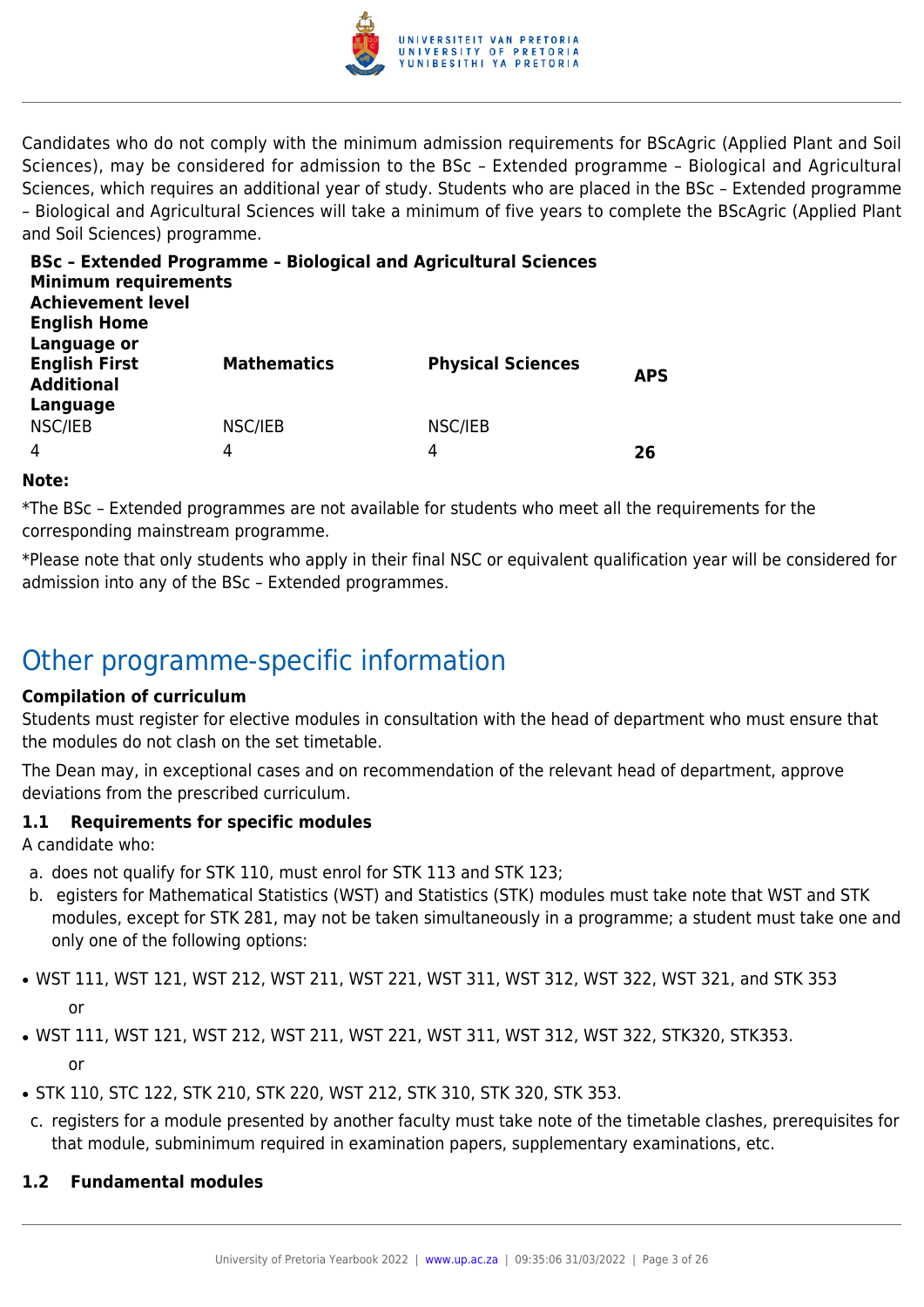Candidates who do not comply with the minimum admission requirements for BScAgric (Applied Plant and Soil Sciences), may be considered for admission to the BSc – Extended programme – Biological and Agricultural Sciences, which requires an additional year of study. Students who are placed in the BSc – Extended programme – Biological and Agricultural Sciences will take a minimum of five years to complete the BScAgric (Applied Plant and Soil Sciences) programme.

| **BSc – Extended Programme – Biological and Agricultural Sciences** | | | |
|---|---|---|---|
| **Minimum requirements** | | | |
| **Achievement level** | | | |
| **English Home Language or English First Additional Language** | **Mathematics** | **Physical Sciences** | **APS** |
| NSC/IEB | NSC/IEB | NSC/IEB | |
| 4 | 4 | 4 | **26** |

**Note:**

*The BSc – Extended programmes are not available for students who meet all the requirements for the corresponding mainstream programme.

*Please note that only students who apply in their final NSC or equivalent qualification year will be considered for admission into any of the BSc – Extended programmes.

## Other programme-specific information

**Compilation of curriculum**

Students must register for elective modules in consultation with the head of department who must ensure that the modules do not clash on the set timetable.

The Dean may, in exceptional cases and on recommendation of the relevant head of department, approve deviations from the prescribed curriculum.

### 1.1 Requirements for specific modules

A candidate who:

a. does not qualify for STK 110, must enrol for STK 113 and STK 123;
b. egisters for Mathematical Statistics (WST) and Statistics (STK) modules must take note that WST and STK modules, except for STK 281, may not be taken simultaneously in a programme; a student must take one and only one of the following options:

- WST 111, WST 121, WST 212, WST 211, WST 221, WST 311, WST 312, WST 322, WST 321, and STK 353

  or

- WST 111, WST 121, WST 212, WST 211, WST 221, WST 311, WST 312, WST 322, STK320, STK353.

  or

- STK 110, STC 122, STK 210, STK 220, WST 212, STK 310, STK 320, STK 353.

c. registers for a module presented by another faculty must take note of the timetable clashes, prerequisites for that module, subminimum required in examination papers, supplementary examinations, etc.

### 1.2 Fundamental modules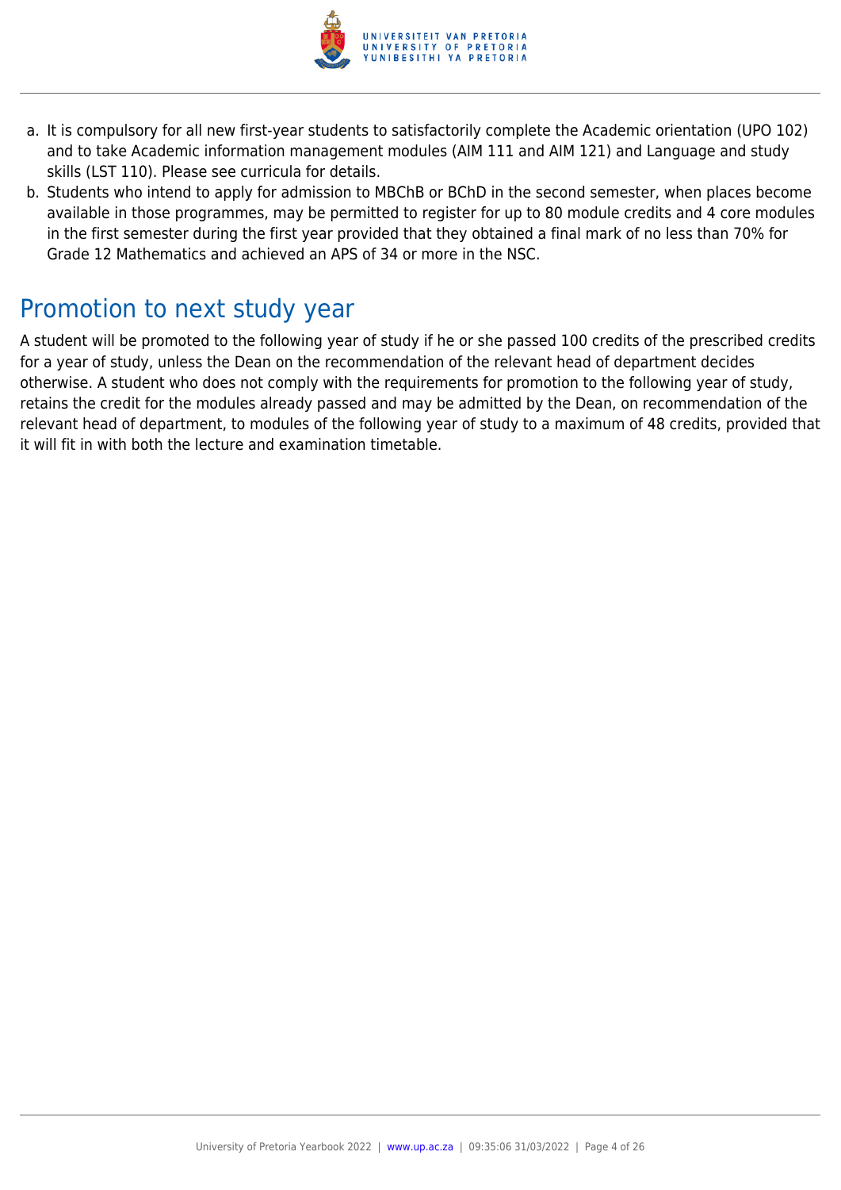a. It is compulsory for all new first-year students to satisfactorily complete the Academic orientation (UPO 102) and to take Academic information management modules (AIM 111 and AIM 121) and Language and study skills (LST 110). Please see curricula for details.
b. Students who intend to apply for admission to MBChB or BChD in the second semester, when places become available in those programmes, may be permitted to register for up to 80 module credits and 4 core modules in the first semester during the first year provided that they obtained a final mark of no less than 70% for Grade 12 Mathematics and achieved an APS of 34 or more in the NSC.

## Promotion to next study year

A student will be promoted to the following year of study if he or she passed 100 credits of the prescribed credits for a year of study, unless the Dean on the recommendation of the relevant head of department decides otherwise. A student who does not comply with the requirements for promotion to the following year of study, retains the credit for the modules already passed and may be admitted by the Dean, on recommendation of the relevant head of department, to modules of the following year of study to a maximum of 48 credits, provided that it will fit in with both the lecture and examination timetable.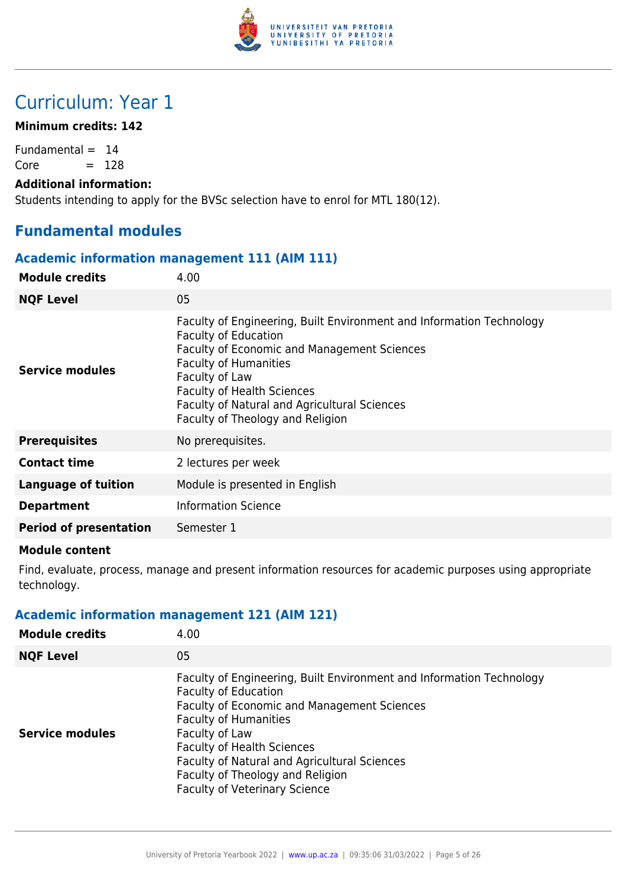# Curriculum: Year 1

**Minimum credits: 142**

Fundamental = 14
Core = 128

**Additional information:**
Students intending to apply for the BVSc selection have to enrol for MTL 180(12).

## Fundamental modules

### Academic information management 111 (AIM 111)

| | |
|---|---|
| **Module credits** | 4.00 |
| **NQF Level** | 05 |
| **Service modules** | Faculty of Engineering, Built Environment and Information Technology<br>Faculty of Education<br>Faculty of Economic and Management Sciences<br>Faculty of Humanities<br>Faculty of Law<br>Faculty of Health Sciences<br>Faculty of Natural and Agricultural Sciences<br>Faculty of Theology and Religion |
| **Prerequisites** | No prerequisites. |
| **Contact time** | 2 lectures per week |
| **Language of tuition** | Module is presented in English |
| **Department** | Information Science |
| **Period of presentation** | Semester 1 |

**Module content**

Find, evaluate, process, manage and present information resources for academic purposes using appropriate technology.

### Academic information management 121 (AIM 121)

| | |
|---|---|
| **Module credits** | 4.00 |
| **NQF Level** | 05 |
| **Service modules** | Faculty of Engineering, Built Environment and Information Technology<br>Faculty of Education<br>Faculty of Economic and Management Sciences<br>Faculty of Humanities<br>Faculty of Law<br>Faculty of Health Sciences<br>Faculty of Natural and Agricultural Sciences<br>Faculty of Theology and Religion<br>Faculty of Veterinary Science |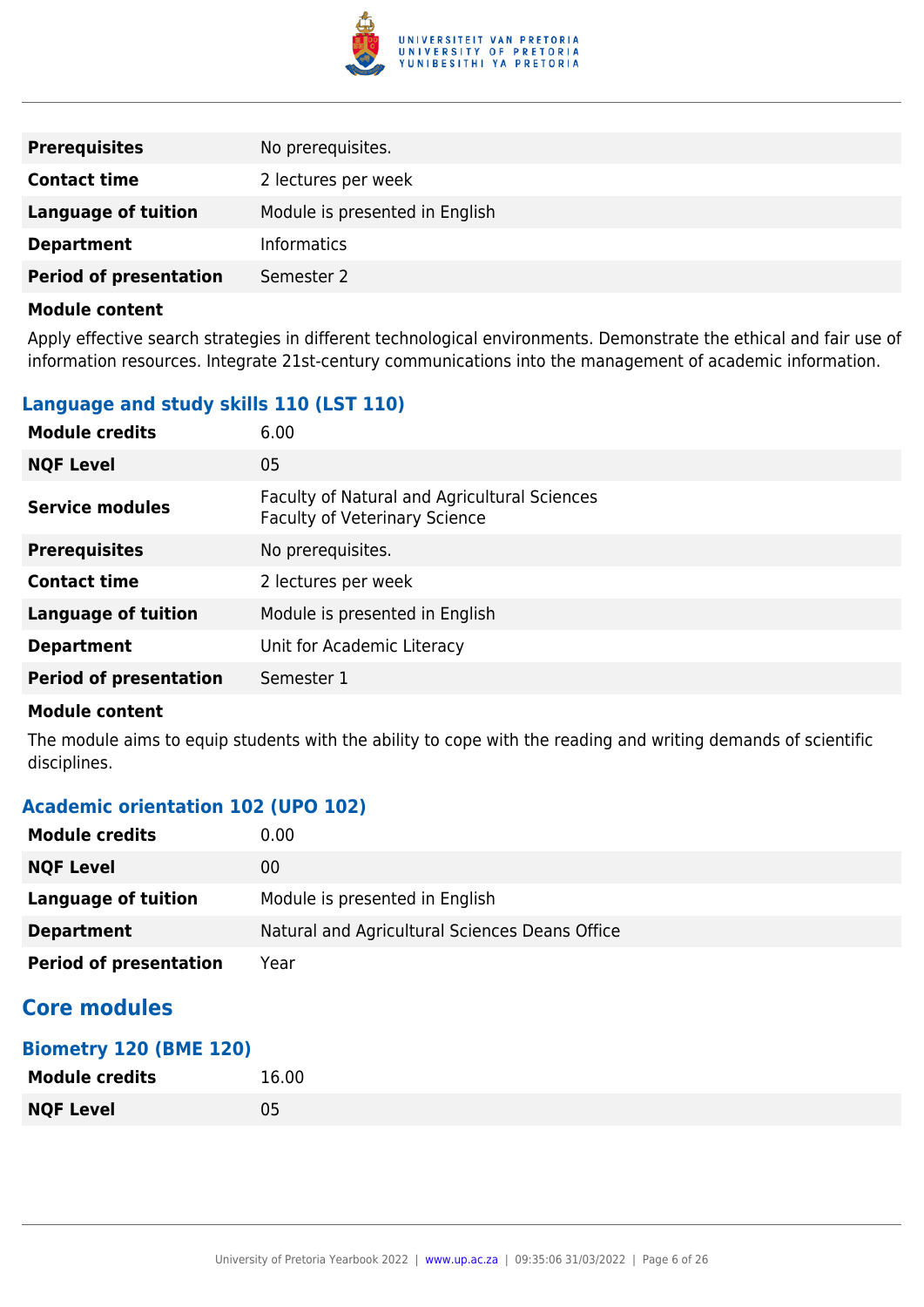| | |
|---|---|
| **Prerequisites** | No prerequisites. |
| **Contact time** | 2 lectures per week |
| **Language of tuition** | Module is presented in English |
| **Department** | Informatics |
| **Period of presentation** | Semester 2 |

**Module content**

Apply effective search strategies in different technological environments. Demonstrate the ethical and fair use of information resources. Integrate 21st-century communications into the management of academic information.

### Language and study skills 110 (LST 110)

| | |
|---|---|
| **Module credits** | 6.00 |
| **NQF Level** | 05 |
| **Service modules** | Faculty of Natural and Agricultural Sciences<br>Faculty of Veterinary Science |
| **Prerequisites** | No prerequisites. |
| **Contact time** | 2 lectures per week |
| **Language of tuition** | Module is presented in English |
| **Department** | Unit for Academic Literacy |
| **Period of presentation** | Semester 1 |

**Module content**

The module aims to equip students with the ability to cope with the reading and writing demands of scientific disciplines.

### Academic orientation 102 (UPO 102)

| | |
|---|---|
| **Module credits** | 0.00 |
| **NQF Level** | 00 |
| **Language of tuition** | Module is presented in English |
| **Department** | Natural and Agricultural Sciences Deans Office |
| **Period of presentation** | Year |

## Core modules

### Biometry 120 (BME 120)

| | |
|---|---|
| **Module credits** | 16.00 |
| **NQF Level** | 05 |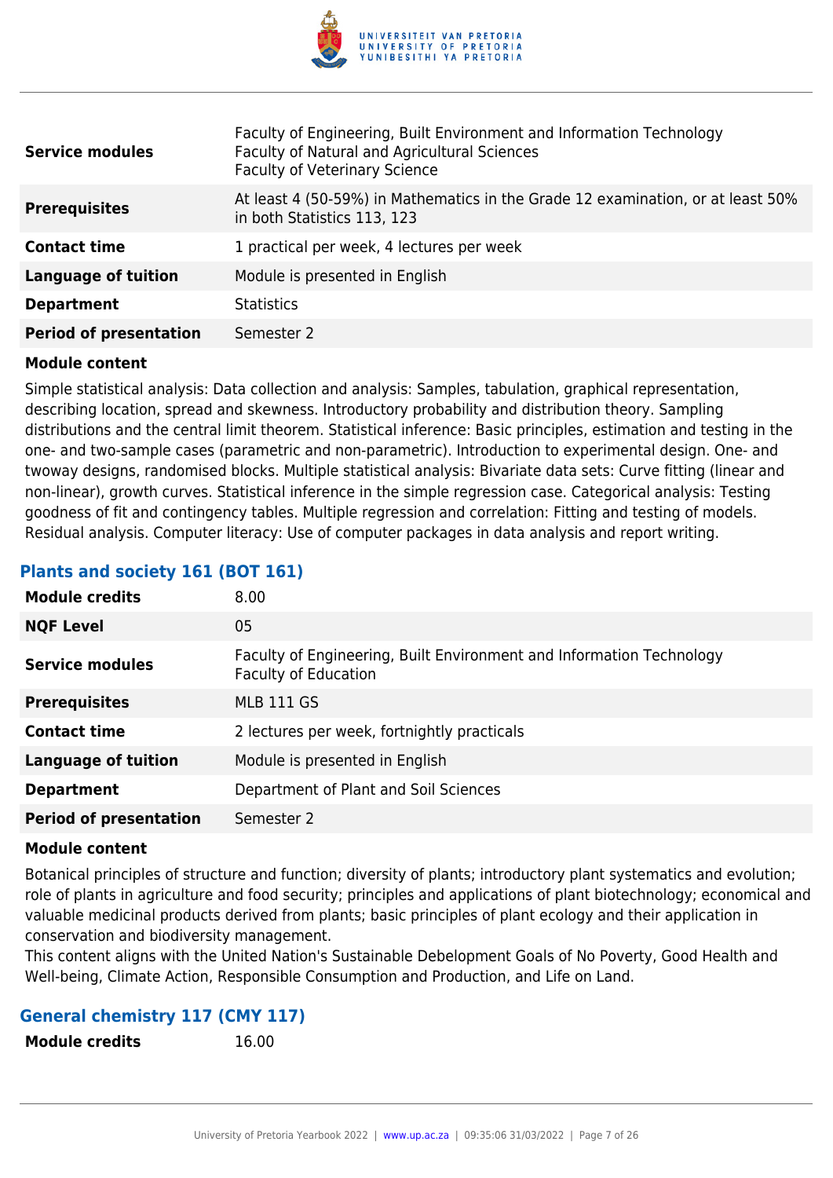| | |
|---|---|
| **Service modules** | Faculty of Engineering, Built Environment and Information Technology<br>Faculty of Natural and Agricultural Sciences<br>Faculty of Veterinary Science |
| **Prerequisites** | At least 4 (50-59%) in Mathematics in the Grade 12 examination, or at least 50% in both Statistics 113, 123 |
| **Contact time** | 1 practical per week, 4 lectures per week |
| **Language of tuition** | Module is presented in English |
| **Department** | Statistics |
| **Period of presentation** | Semester 2 |

**Module content**

Simple statistical analysis: Data collection and analysis: Samples, tabulation, graphical representation, describing location, spread and skewness. Introductory probability and distribution theory. Sampling distributions and the central limit theorem. Statistical inference: Basic principles, estimation and testing in the one- and two-sample cases (parametric and non-parametric). Introduction to experimental design. One- and twoway designs, randomised blocks. Multiple statistical analysis: Bivariate data sets: Curve fitting (linear and non-linear), growth curves. Statistical inference in the simple regression case. Categorical analysis: Testing goodness of fit and contingency tables. Multiple regression and correlation: Fitting and testing of models. Residual analysis. Computer literacy: Use of computer packages in data analysis and report writing.

## Plants and society 161 (BOT 161)

| | |
|---|---|
| **Module credits** | 8.00 |
| **NQF Level** | 05 |
| **Service modules** | Faculty of Engineering, Built Environment and Information Technology<br>Faculty of Education |
| **Prerequisites** | MLB 111 GS |
| **Contact time** | 2 lectures per week, fortnightly practicals |
| **Language of tuition** | Module is presented in English |
| **Department** | Department of Plant and Soil Sciences |
| **Period of presentation** | Semester 2 |

**Module content**

Botanical principles of structure and function; diversity of plants; introductory plant systematics and evolution; role of plants in agriculture and food security; principles and applications of plant biotechnology; economical and valuable medicinal products derived from plants; basic principles of plant ecology and their application in conservation and biodiversity management.
This content aligns with the United Nation's Sustainable Debelopment Goals of No Poverty, Good Health and Well-being, Climate Action, Responsible Consumption and Production, and Life on Land.

## General chemistry 117 (CMY 117)

| | |
|---|---|
| **Module credits** | 16.00 |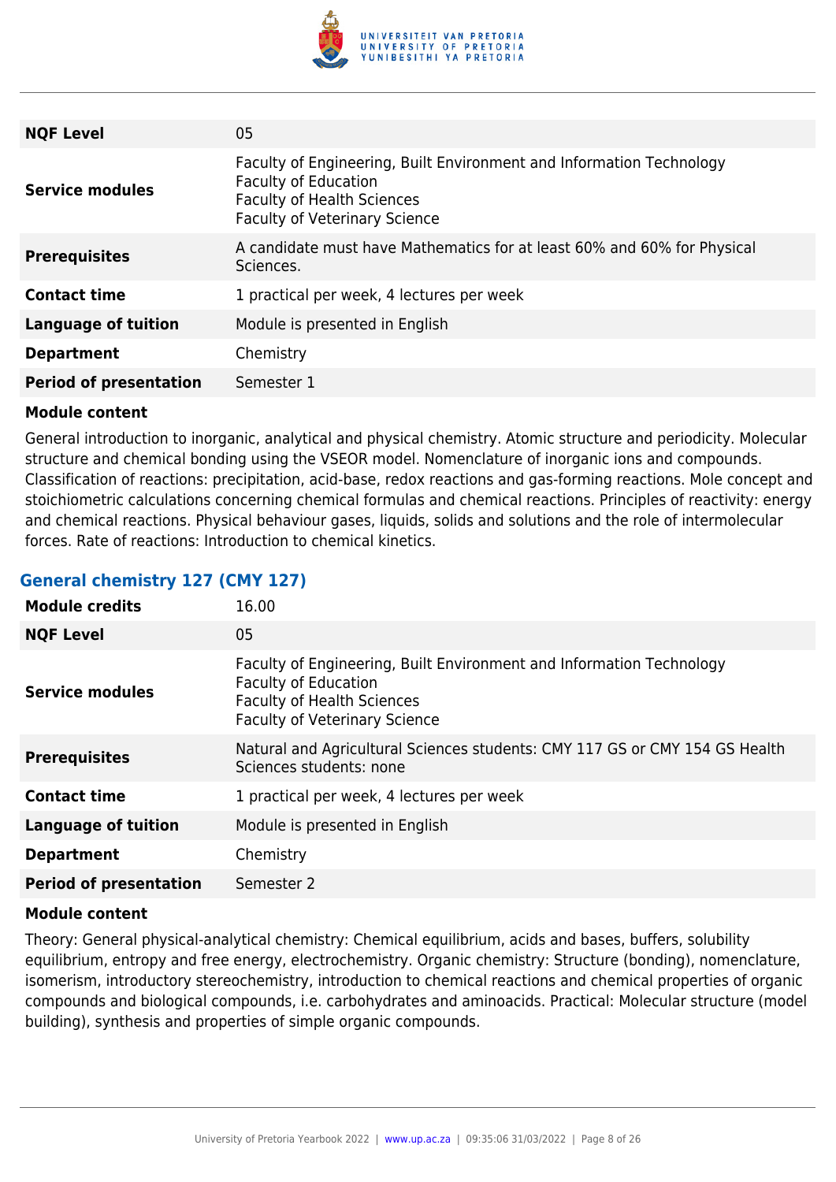| | |
|---|---|
| **NQF Level** | 05 |
| **Service modules** | Faculty of Engineering, Built Environment and Information Technology<br>Faculty of Education<br>Faculty of Health Sciences<br>Faculty of Veterinary Science |
| **Prerequisites** | A candidate must have Mathematics for at least 60% and 60% for Physical Sciences. |
| **Contact time** | 1 practical per week, 4 lectures per week |
| **Language of tuition** | Module is presented in English |
| **Department** | Chemistry |
| **Period of presentation** | Semester 1 |

**Module content**

General introduction to inorganic, analytical and physical chemistry. Atomic structure and periodicity. Molecular structure and chemical bonding using the VSEOR model. Nomenclature of inorganic ions and compounds. Classification of reactions: precipitation, acid-base, redox reactions and gas-forming reactions. Mole concept and stoichiometric calculations concerning chemical formulas and chemical reactions. Principles of reactivity: energy and chemical reactions. Physical behaviour gases, liquids, solids and solutions and the role of intermolecular forces. Rate of reactions: Introduction to chemical kinetics.

### General chemistry 127 (CMY 127)

| | |
|---|---|
| **Module credits** | 16.00 |
| **NQF Level** | 05 |
| **Service modules** | Faculty of Engineering, Built Environment and Information Technology<br>Faculty of Education<br>Faculty of Health Sciences<br>Faculty of Veterinary Science |
| **Prerequisites** | Natural and Agricultural Sciences students: CMY 117 GS or CMY 154 GS Health Sciences students: none |
| **Contact time** | 1 practical per week, 4 lectures per week |
| **Language of tuition** | Module is presented in English |
| **Department** | Chemistry |
| **Period of presentation** | Semester 2 |

**Module content**

Theory: General physical-analytical chemistry: Chemical equilibrium, acids and bases, buffers, solubility equilibrium, entropy and free energy, electrochemistry. Organic chemistry: Structure (bonding), nomenclature, isomerism, introductory stereochemistry, introduction to chemical reactions and chemical properties of organic compounds and biological compounds, i.e. carbohydrates and aminoacids. Practical: Molecular structure (model building), synthesis and properties of simple organic compounds.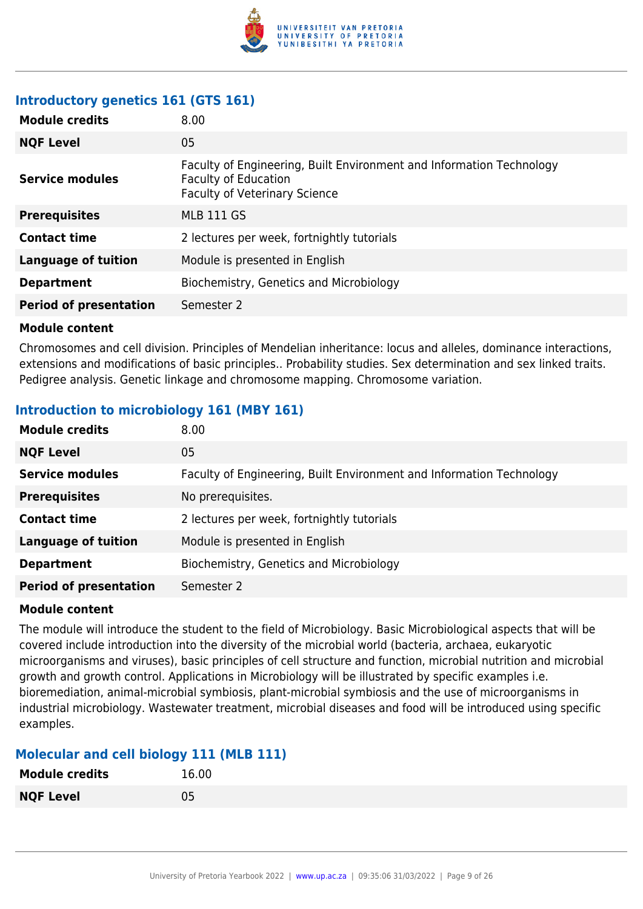### Introductory genetics 161 (GTS 161)

| | |
|---|---|
| **Module credits** | 8.00 |
| **NQF Level** | 05 |
| **Service modules** | Faculty of Engineering, Built Environment and Information Technology<br>Faculty of Education<br>Faculty of Veterinary Science |
| **Prerequisites** | MLB 111 GS |
| **Contact time** | 2 lectures per week, fortnightly tutorials |
| **Language of tuition** | Module is presented in English |
| **Department** | Biochemistry, Genetics and Microbiology |
| **Period of presentation** | Semester 2 |

**Module content**

Chromosomes and cell division. Principles of Mendelian inheritance: locus and alleles, dominance interactions, extensions and modifications of basic principles.. Probability studies. Sex determination and sex linked traits. Pedigree analysis. Genetic linkage and chromosome mapping. Chromosome variation.

### Introduction to microbiology 161 (MBY 161)

| | |
|---|---|
| **Module credits** | 8.00 |
| **NQF Level** | 05 |
| **Service modules** | Faculty of Engineering, Built Environment and Information Technology |
| **Prerequisites** | No prerequisites. |
| **Contact time** | 2 lectures per week, fortnightly tutorials |
| **Language of tuition** | Module is presented in English |
| **Department** | Biochemistry, Genetics and Microbiology |
| **Period of presentation** | Semester 2 |

**Module content**

The module will introduce the student to the field of Microbiology. Basic Microbiological aspects that will be covered include introduction into the diversity of the microbial world (bacteria, archaea, eukaryotic microorganisms and viruses), basic principles of cell structure and function, microbial nutrition and microbial growth and growth control. Applications in Microbiology will be illustrated by specific examples i.e. bioremediation, animal-microbial symbiosis, plant-microbial symbiosis and the use of microorganisms in industrial microbiology. Wastewater treatment, microbial diseases and food will be introduced using specific examples.

### Molecular and cell biology 111 (MLB 111)

| | |
|---|---|
| **Module credits** | 16.00 |
| **NQF Level** | 05 |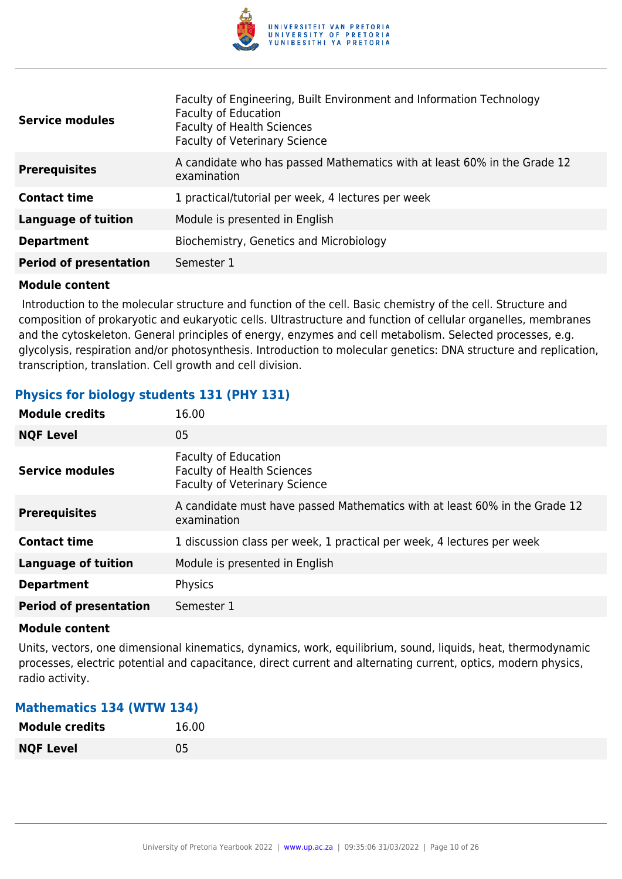| | |
|---|---|
| **Service modules** | Faculty of Engineering, Built Environment and Information Technology<br>Faculty of Education<br>Faculty of Health Sciences<br>Faculty of Veterinary Science |
| **Prerequisites** | A candidate who has passed Mathematics with at least 60% in the Grade 12 examination |
| **Contact time** | 1 practical/tutorial per week, 4 lectures per week |
| **Language of tuition** | Module is presented in English |
| **Department** | Biochemistry, Genetics and Microbiology |
| **Period of presentation** | Semester 1 |

**Module content**

Introduction to the molecular structure and function of the cell. Basic chemistry of the cell. Structure and composition of prokaryotic and eukaryotic cells. Ultrastructure and function of cellular organelles, membranes and the cytoskeleton. General principles of energy, enzymes and cell metabolism. Selected processes, e.g. glycolysis, respiration and/or photosynthesis. Introduction to molecular genetics: DNA structure and replication, transcription, translation. Cell growth and cell division.

### Physics for biology students 131 (PHY 131)

| | |
|---|---|
| **Module credits** | 16.00 |
| **NQF Level** | 05 |
| **Service modules** | Faculty of Education<br>Faculty of Health Sciences<br>Faculty of Veterinary Science |
| **Prerequisites** | A candidate must have passed Mathematics with at least 60% in the Grade 12 examination |
| **Contact time** | 1 discussion class per week, 1 practical per week, 4 lectures per week |
| **Language of tuition** | Module is presented in English |
| **Department** | Physics |
| **Period of presentation** | Semester 1 |

**Module content**

Units, vectors, one dimensional kinematics, dynamics, work, equilibrium, sound, liquids, heat, thermodynamic processes, electric potential and capacitance, direct current and alternating current, optics, modern physics, radio activity.

### Mathematics 134 (WTW 134)

| | |
|---|---|
| **Module credits** | 16.00 |
| **NQF Level** | 05 |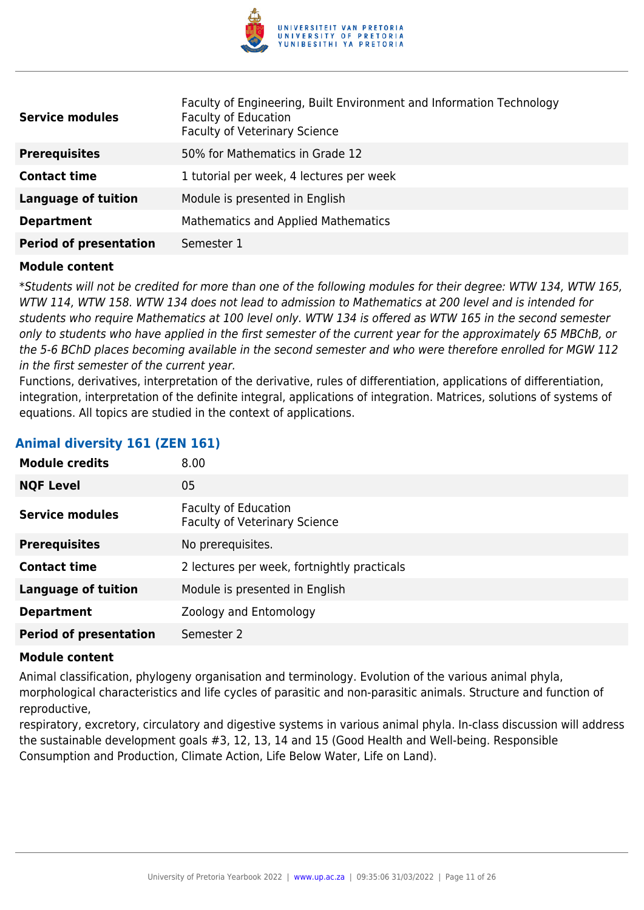| | |
|---|---|
| **Service modules** | Faculty of Engineering, Built Environment and Information Technology<br>Faculty of Education<br>Faculty of Veterinary Science |
| **Prerequisites** | 50% for Mathematics in Grade 12 |
| **Contact time** | 1 tutorial per week, 4 lectures per week |
| **Language of tuition** | Module is presented in English |
| **Department** | Mathematics and Applied Mathematics |
| **Period of presentation** | Semester 1 |

**Module content**

*\*Students will not be credited for more than one of the following modules for their degree: WTW 134, WTW 165, WTW 114, WTW 158. WTW 134 does not lead to admission to Mathematics at 200 level and is intended for students who require Mathematics at 100 level only. WTW 134 is offered as WTW 165 in the second semester only to students who have applied in the first semester of the current year for the approximately 65 MBChB, or the 5-6 BChD places becoming available in the second semester and who were therefore enrolled for MGW 112 in the first semester of the current year.*

Functions, derivatives, interpretation of the derivative, rules of differentiation, applications of differentiation, integration, interpretation of the definite integral, applications of integration. Matrices, solutions of systems of equations. All topics are studied in the context of applications.

### Animal diversity 161 (ZEN 161)

| | |
|---|---|
| **Module credits** | 8.00 |
| **NQF Level** | 05 |
| **Service modules** | Faculty of Education<br>Faculty of Veterinary Science |
| **Prerequisites** | No prerequisites. |
| **Contact time** | 2 lectures per week, fortnightly practicals |
| **Language of tuition** | Module is presented in English |
| **Department** | Zoology and Entomology |
| **Period of presentation** | Semester 2 |

**Module content**

Animal classification, phylogeny organisation and terminology. Evolution of the various animal phyla, morphological characteristics and life cycles of parasitic and non-parasitic animals. Structure and function of reproductive,
respiratory, excretory, circulatory and digestive systems in various animal phyla. In-class discussion will address the sustainable development goals #3, 12, 13, 14 and 15 (Good Health and Well-being. Responsible Consumption and Production, Climate Action, Life Below Water, Life on Land).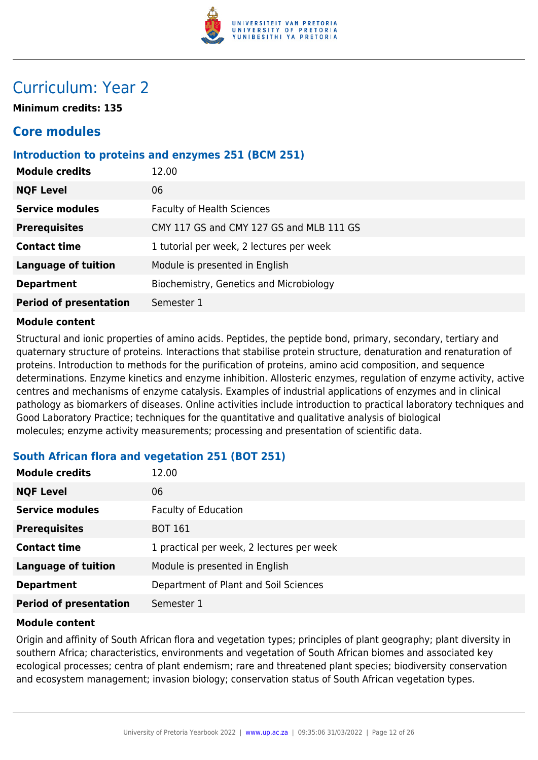# Curriculum: Year 2

**Minimum credits: 135**

## Core modules

### Introduction to proteins and enzymes 251 (BCM 251)

| | |
|---|---|
| **Module credits** | 12.00 |
| **NQF Level** | 06 |
| **Service modules** | Faculty of Health Sciences |
| **Prerequisites** | CMY 117 GS and CMY 127 GS and MLB 111 GS |
| **Contact time** | 1 tutorial per week, 2 lectures per week |
| **Language of tuition** | Module is presented in English |
| **Department** | Biochemistry, Genetics and Microbiology |
| **Period of presentation** | Semester 1 |

**Module content**

Structural and ionic properties of amino acids. Peptides, the peptide bond, primary, secondary, tertiary and quaternary structure of proteins. Interactions that stabilise protein structure, denaturation and renaturation of proteins. Introduction to methods for the purification of proteins, amino acid composition, and sequence determinations. Enzyme kinetics and enzyme inhibition. Allosteric enzymes, regulation of enzyme activity, active centres and mechanisms of enzyme catalysis. Examples of industrial applications of enzymes and in clinical pathology as biomarkers of diseases. Online activities include introduction to practical laboratory techniques and Good Laboratory Practice; techniques for the quantitative and qualitative analysis of biological molecules; enzyme activity measurements; processing and presentation of scientific data.

### South African flora and vegetation 251 (BOT 251)

| | |
|---|---|
| **Module credits** | 12.00 |
| **NQF Level** | 06 |
| **Service modules** | Faculty of Education |
| **Prerequisites** | BOT 161 |
| **Contact time** | 1 practical per week, 2 lectures per week |
| **Language of tuition** | Module is presented in English |
| **Department** | Department of Plant and Soil Sciences |
| **Period of presentation** | Semester 1 |

**Module content**

Origin and affinity of South African flora and vegetation types; principles of plant geography; plant diversity in southern Africa; characteristics, environments and vegetation of South African biomes and associated key ecological processes; centra of plant endemism; rare and threatened plant species; biodiversity conservation and ecosystem management; invasion biology; conservation status of South African vegetation types.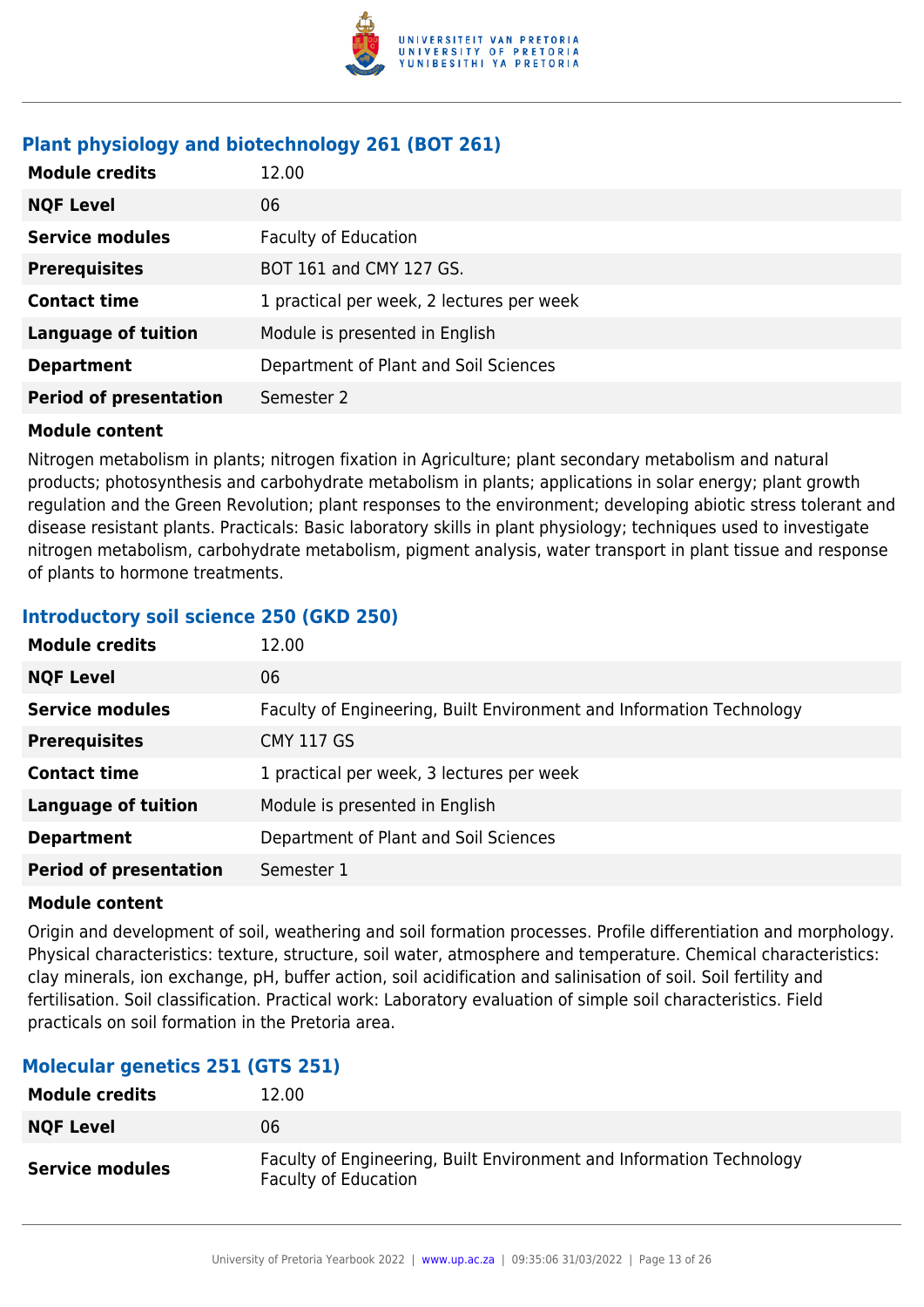### Plant physiology and biotechnology 261 (BOT 261)

| | |
|---|---|
| **Module credits** | 12.00 |
| **NQF Level** | 06 |
| **Service modules** | Faculty of Education |
| **Prerequisites** | BOT 161 and CMY 127 GS. |
| **Contact time** | 1 practical per week, 2 lectures per week |
| **Language of tuition** | Module is presented in English |
| **Department** | Department of Plant and Soil Sciences |
| **Period of presentation** | Semester 2 |

**Module content**

Nitrogen metabolism in plants; nitrogen fixation in Agriculture; plant secondary metabolism and natural products; photosynthesis and carbohydrate metabolism in plants; applications in solar energy; plant growth regulation and the Green Revolution; plant responses to the environment; developing abiotic stress tolerant and disease resistant plants. Practicals: Basic laboratory skills in plant physiology; techniques used to investigate nitrogen metabolism, carbohydrate metabolism, pigment analysis, water transport in plant tissue and response of plants to hormone treatments.

### Introductory soil science 250 (GKD 250)

| | |
|---|---|
| **Module credits** | 12.00 |
| **NQF Level** | 06 |
| **Service modules** | Faculty of Engineering, Built Environment and Information Technology |
| **Prerequisites** | CMY 117 GS |
| **Contact time** | 1 practical per week, 3 lectures per week |
| **Language of tuition** | Module is presented in English |
| **Department** | Department of Plant and Soil Sciences |
| **Period of presentation** | Semester 1 |

**Module content**

Origin and development of soil, weathering and soil formation processes. Profile differentiation and morphology. Physical characteristics: texture, structure, soil water, atmosphere and temperature. Chemical characteristics: clay minerals, ion exchange, pH, buffer action, soil acidification and salinisation of soil. Soil fertility and fertilisation. Soil classification. Practical work: Laboratory evaluation of simple soil characteristics. Field practicals on soil formation in the Pretoria area.

### Molecular genetics 251 (GTS 251)

| | |
|---|---|
| **Module credits** | 12.00 |
| **NQF Level** | 06 |
| **Service modules** | Faculty of Engineering, Built Environment and Information Technology<br>Faculty of Education |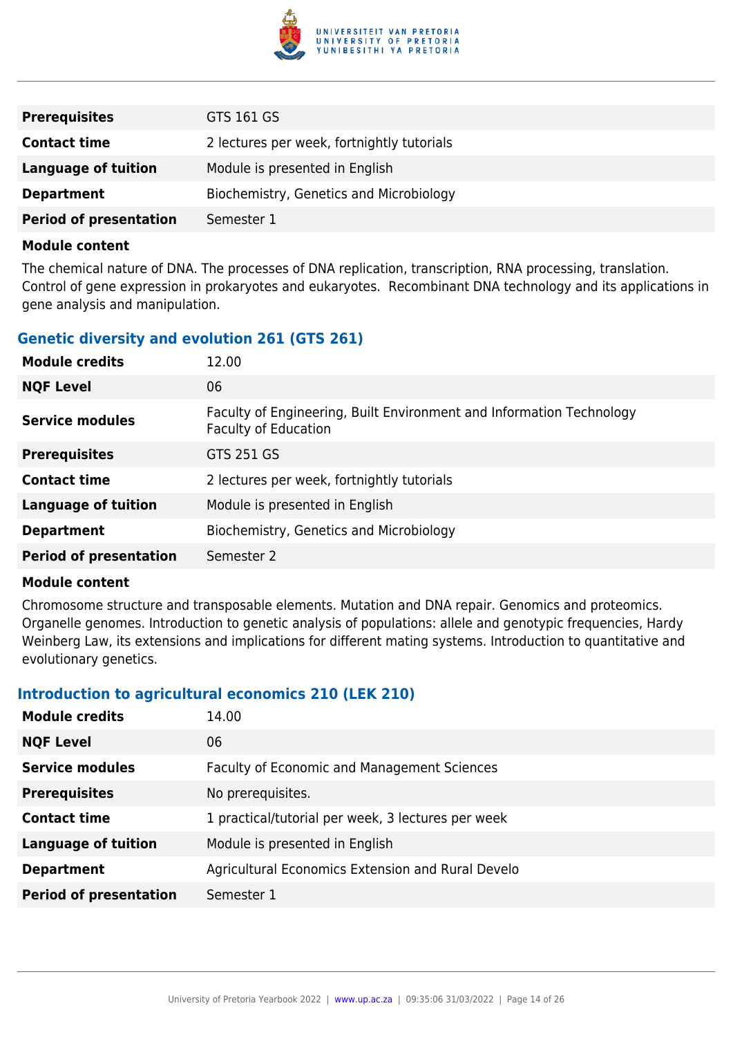| | |
|---|---|
| **Prerequisites** | GTS 161 GS |
| **Contact time** | 2 lectures per week, fortnightly tutorials |
| **Language of tuition** | Module is presented in English |
| **Department** | Biochemistry, Genetics and Microbiology |
| **Period of presentation** | Semester 1 |

**Module content**

The chemical nature of DNA. The processes of DNA replication, transcription, RNA processing, translation. Control of gene expression in prokaryotes and eukaryotes. Recombinant DNA technology and its applications in gene analysis and manipulation.

### Genetic diversity and evolution 261 (GTS 261)

| | |
|---|---|
| **Module credits** | 12.00 |
| **NQF Level** | 06 |
| **Service modules** | Faculty of Engineering, Built Environment and Information Technology<br>Faculty of Education |
| **Prerequisites** | GTS 251 GS |
| **Contact time** | 2 lectures per week, fortnightly tutorials |
| **Language of tuition** | Module is presented in English |
| **Department** | Biochemistry, Genetics and Microbiology |
| **Period of presentation** | Semester 2 |

**Module content**

Chromosome structure and transposable elements. Mutation and DNA repair. Genomics and proteomics. Organelle genomes. Introduction to genetic analysis of populations: allele and genotypic frequencies, Hardy Weinberg Law, its extensions and implications for different mating systems. Introduction to quantitative and evolutionary genetics.

### Introduction to agricultural economics 210 (LEK 210)

| | |
|---|---|
| **Module credits** | 14.00 |
| **NQF Level** | 06 |
| **Service modules** | Faculty of Economic and Management Sciences |
| **Prerequisites** | No prerequisites. |
| **Contact time** | 1 practical/tutorial per week, 3 lectures per week |
| **Language of tuition** | Module is presented in English |
| **Department** | Agricultural Economics Extension and Rural Develo |
| **Period of presentation** | Semester 1 |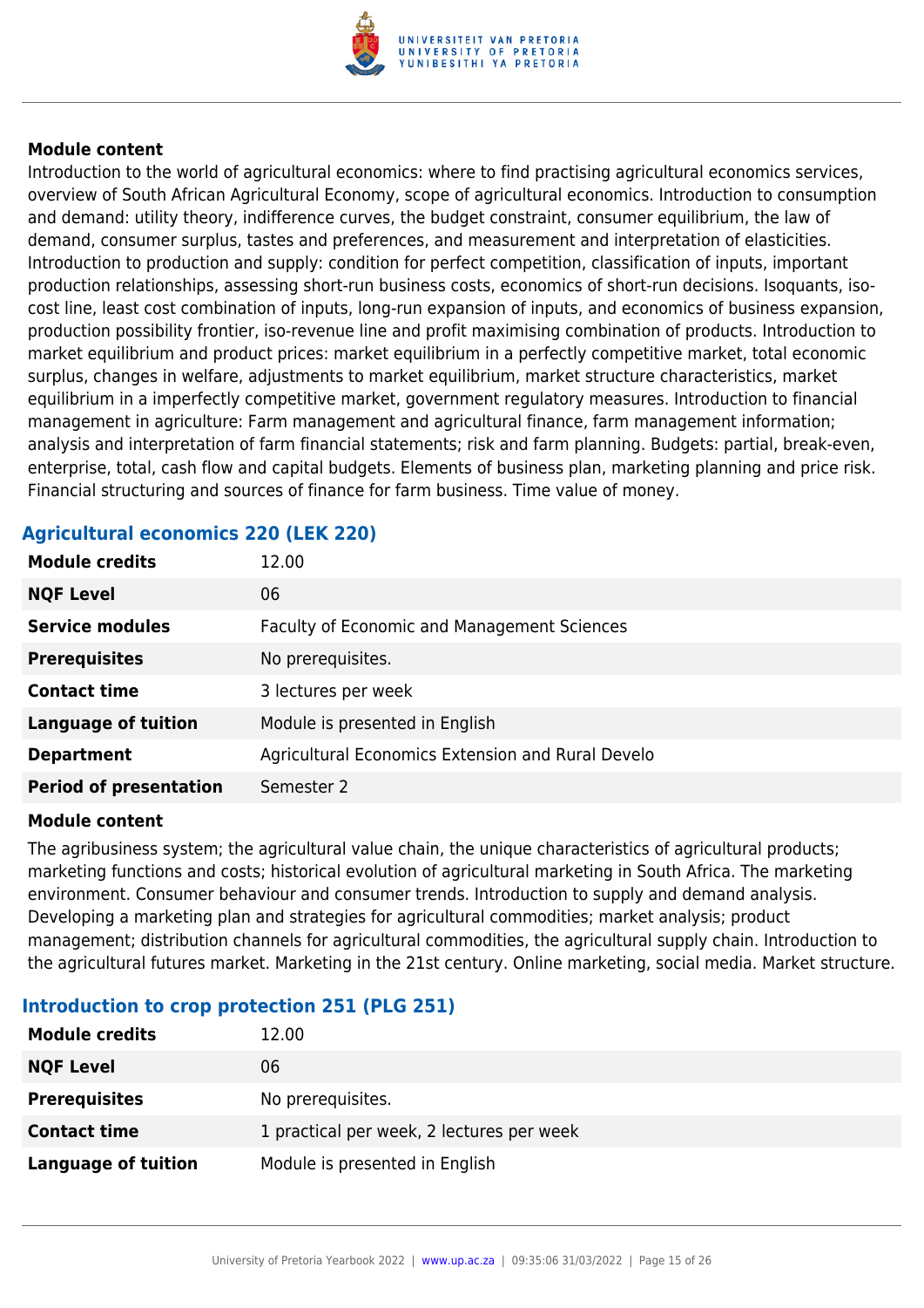**Module content**

Introduction to the world of agricultural economics: where to find practising agricultural economics services, overview of South African Agricultural Economy, scope of agricultural economics. Introduction to consumption and demand: utility theory, indifference curves, the budget constraint, consumer equilibrium, the law of demand, consumer surplus, tastes and preferences, and measurement and interpretation of elasticities. Introduction to production and supply: condition for perfect competition, classification of inputs, important production relationships, assessing short-run business costs, economics of short-run decisions. Isoquants, iso-cost line, least cost combination of inputs, long-run expansion of inputs, and economics of business expansion, production possibility frontier, iso-revenue line and profit maximising combination of products. Introduction to market equilibrium and product prices: market equilibrium in a perfectly competitive market, total economic surplus, changes in welfare, adjustments to market equilibrium, market structure characteristics, market equilibrium in a imperfectly competitive market, government regulatory measures. Introduction to financial management in agriculture: Farm management and agricultural finance, farm management information; analysis and interpretation of farm financial statements; risk and farm planning. Budgets: partial, break-even, enterprise, total, cash flow and capital budgets. Elements of business plan, marketing planning and price risk. Financial structuring and sources of finance for farm business. Time value of money.

### Agricultural economics 220 (LEK 220)

| | |
|---|---|
| **Module credits** | 12.00 |
| **NQF Level** | 06 |
| **Service modules** | Faculty of Economic and Management Sciences |
| **Prerequisites** | No prerequisites. |
| **Contact time** | 3 lectures per week |
| **Language of tuition** | Module is presented in English |
| **Department** | Agricultural Economics Extension and Rural Develo |
| **Period of presentation** | Semester 2 |

**Module content**

The agribusiness system; the agricultural value chain, the unique characteristics of agricultural products; marketing functions and costs; historical evolution of agricultural marketing in South Africa. The marketing environment. Consumer behaviour and consumer trends. Introduction to supply and demand analysis. Developing a marketing plan and strategies for agricultural commodities; market analysis; product management; distribution channels for agricultural commodities, the agricultural supply chain. Introduction to the agricultural futures market. Marketing in the 21st century. Online marketing, social media. Market structure.

### Introduction to crop protection 251 (PLG 251)

| | |
|---|---|
| **Module credits** | 12.00 |
| **NQF Level** | 06 |
| **Prerequisites** | No prerequisites. |
| **Contact time** | 1 practical per week, 2 lectures per week |
| **Language of tuition** | Module is presented in English |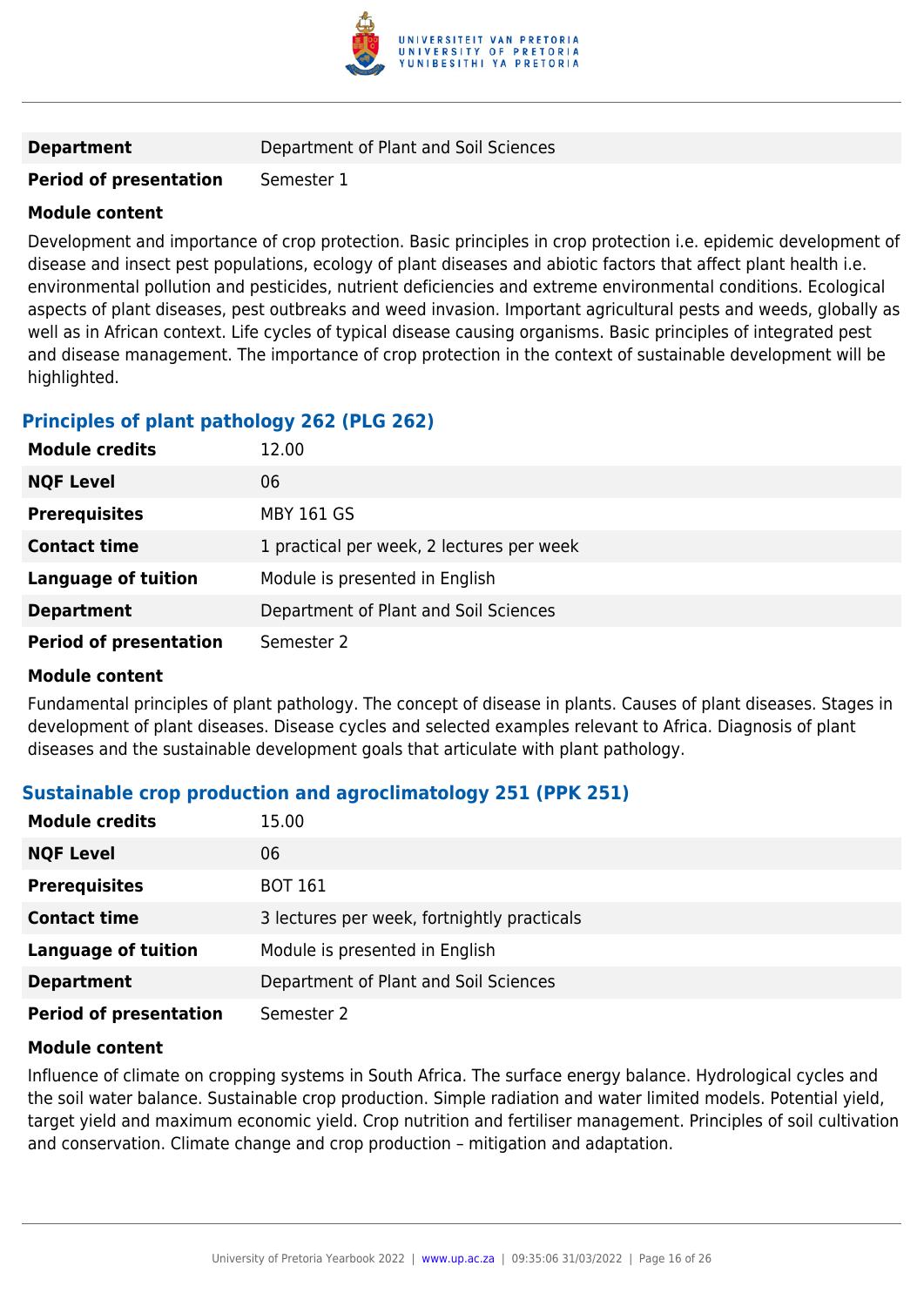| | |
|---|---|
| **Department** | Department of Plant and Soil Sciences |
| **Period of presentation** | Semester 1 |

**Module content**

Development and importance of crop protection. Basic principles in crop protection i.e. epidemic development of disease and insect pest populations, ecology of plant diseases and abiotic factors that affect plant health i.e. environmental pollution and pesticides, nutrient deficiencies and extreme environmental conditions. Ecological aspects of plant diseases, pest outbreaks and weed invasion. Important agricultural pests and weeds, globally as well as in African context. Life cycles of typical disease causing organisms. Basic principles of integrated pest and disease management. The importance of crop protection in the context of sustainable development will be highlighted.

### Principles of plant pathology 262 (PLG 262)

| | |
|---|---|
| **Module credits** | 12.00 |
| **NQF Level** | 06 |
| **Prerequisites** | MBY 161 GS |
| **Contact time** | 1 practical per week, 2 lectures per week |
| **Language of tuition** | Module is presented in English |
| **Department** | Department of Plant and Soil Sciences |
| **Period of presentation** | Semester 2 |

**Module content**

Fundamental principles of plant pathology. The concept of disease in plants. Causes of plant diseases. Stages in development of plant diseases. Disease cycles and selected examples relevant to Africa. Diagnosis of plant diseases and the sustainable development goals that articulate with plant pathology.

### Sustainable crop production and agroclimatology 251 (PPK 251)

| | |
|---|---|
| **Module credits** | 15.00 |
| **NQF Level** | 06 |
| **Prerequisites** | BOT 161 |
| **Contact time** | 3 lectures per week, fortnightly practicals |
| **Language of tuition** | Module is presented in English |
| **Department** | Department of Plant and Soil Sciences |
| **Period of presentation** | Semester 2 |

**Module content**

Influence of climate on cropping systems in South Africa. The surface energy balance. Hydrological cycles and the soil water balance. Sustainable crop production. Simple radiation and water limited models. Potential yield, target yield and maximum economic yield. Crop nutrition and fertiliser management. Principles of soil cultivation and conservation. Climate change and crop production – mitigation and adaptation.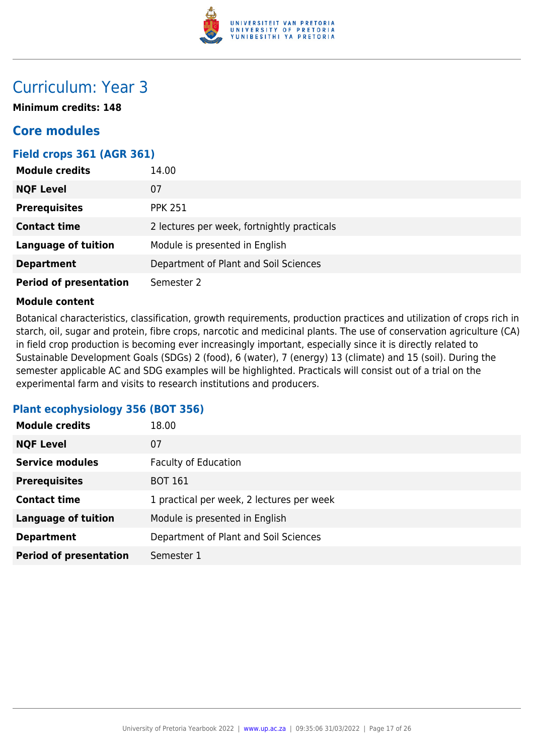# Curriculum: Year 3

**Minimum credits: 148**

## Core modules

### Field crops 361 (AGR 361)

| | |
|---|---|
| **Module credits** | 14.00 |
| **NQF Level** | 07 |
| **Prerequisites** | PPK 251 |
| **Contact time** | 2 lectures per week, fortnightly practicals |
| **Language of tuition** | Module is presented in English |
| **Department** | Department of Plant and Soil Sciences |
| **Period of presentation** | Semester 2 |

**Module content**

Botanical characteristics, classification, growth requirements, production practices and utilization of crops rich in starch, oil, sugar and protein, fibre crops, narcotic and medicinal plants. The use of conservation agriculture (CA) in field crop production is becoming ever increasingly important, especially since it is directly related to Sustainable Development Goals (SDGs) 2 (food), 6 (water), 7 (energy) 13 (climate) and 15 (soil). During the semester applicable AC and SDG examples will be highlighted. Practicals will consist out of a trial on the experimental farm and visits to research institutions and producers.

### Plant ecophysiology 356 (BOT 356)

| | |
|---|---|
| **Module credits** | 18.00 |
| **NQF Level** | 07 |
| **Service modules** | Faculty of Education |
| **Prerequisites** | BOT 161 |
| **Contact time** | 1 practical per week, 2 lectures per week |
| **Language of tuition** | Module is presented in English |
| **Department** | Department of Plant and Soil Sciences |
| **Period of presentation** | Semester 1 |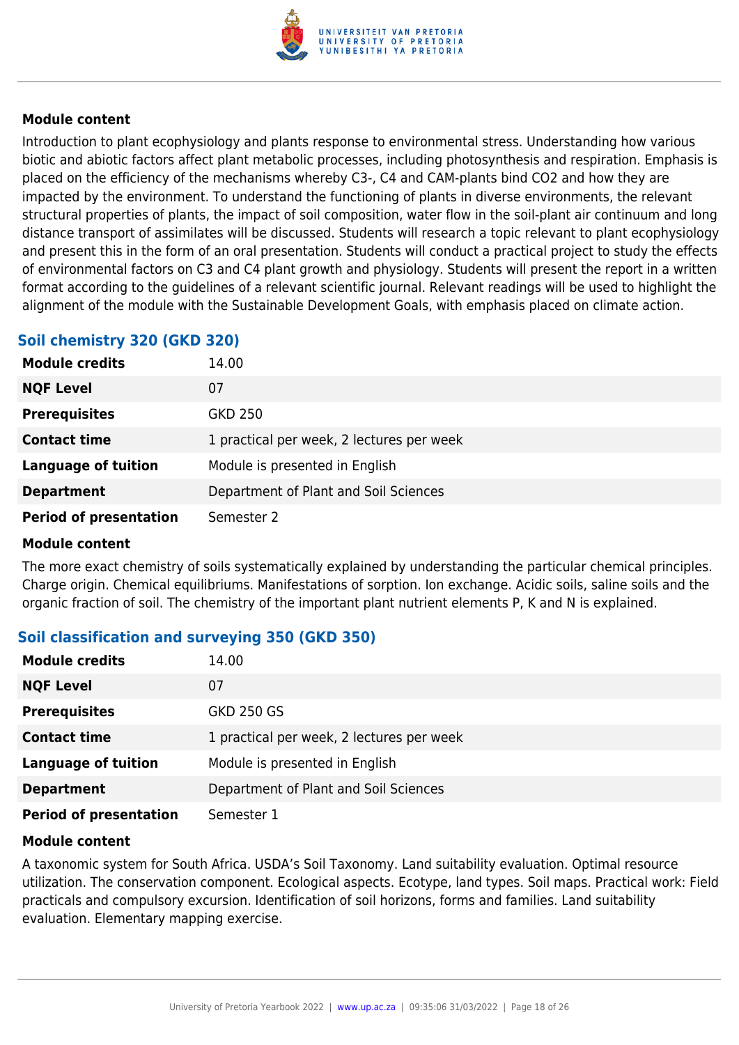#### Module content

Introduction to plant ecophysiology and plants response to environmental stress. Understanding how various biotic and abiotic factors affect plant metabolic processes, including photosynthesis and respiration. Emphasis is placed on the efficiency of the mechanisms whereby C3-, C4 and CAM-plants bind $CO_2$ and how they are impacted by the environment. To understand the functioning of plants in diverse environments, the relevant structural properties of plants, the impact of soil composition, water flow in the soil-plant air continuum and long distance transport of assimilates will be discussed. Students will research a topic relevant to plant ecophysiology and present this in the form of an oral presentation. Students will conduct a practical project to study the effects of environmental factors on C3 and C4 plant growth and physiology. Students will present the report in a written format according to the guidelines of a relevant scientific journal. Relevant readings will be used to highlight the alignment of the module with the Sustainable Development Goals, with emphasis placed on climate action.

### Soil chemistry 320 (GKD 320)

| | |
|---|---|
| **Module credits** | 14.00 |
| **NQF Level** | 07 |
| **Prerequisites** | GKD 250 |
| **Contact time** | 1 practical per week, 2 lectures per week |
| **Language of tuition** | Module is presented in English |
| **Department** | Department of Plant and Soil Sciences |
| **Period of presentation** | Semester 2 |

#### Module content

The more exact chemistry of soils systematically explained by understanding the particular chemical principles. Charge origin. Chemical equilibriums. Manifestations of sorption. Ion exchange. Acidic soils, saline soils and the organic fraction of soil. The chemistry of the important plant nutrient elements P, K and N is explained.

### Soil classification and surveying 350 (GKD 350)

| | |
|---|---|
| **Module credits** | 14.00 |
| **NQF Level** | 07 |
| **Prerequisites** | GKD 250 GS |
| **Contact time** | 1 practical per week, 2 lectures per week |
| **Language of tuition** | Module is presented in English |
| **Department** | Department of Plant and Soil Sciences |
| **Period of presentation** | Semester 1 |

#### Module content

A taxonomic system for South Africa. USDA's Soil Taxonomy. Land suitability evaluation. Optimal resource utilization. The conservation component. Ecological aspects. Ecotype, land types. Soil maps. Practical work: Field practicals and compulsory excursion. Identification of soil horizons, forms and families. Land suitability evaluation. Elementary mapping exercise.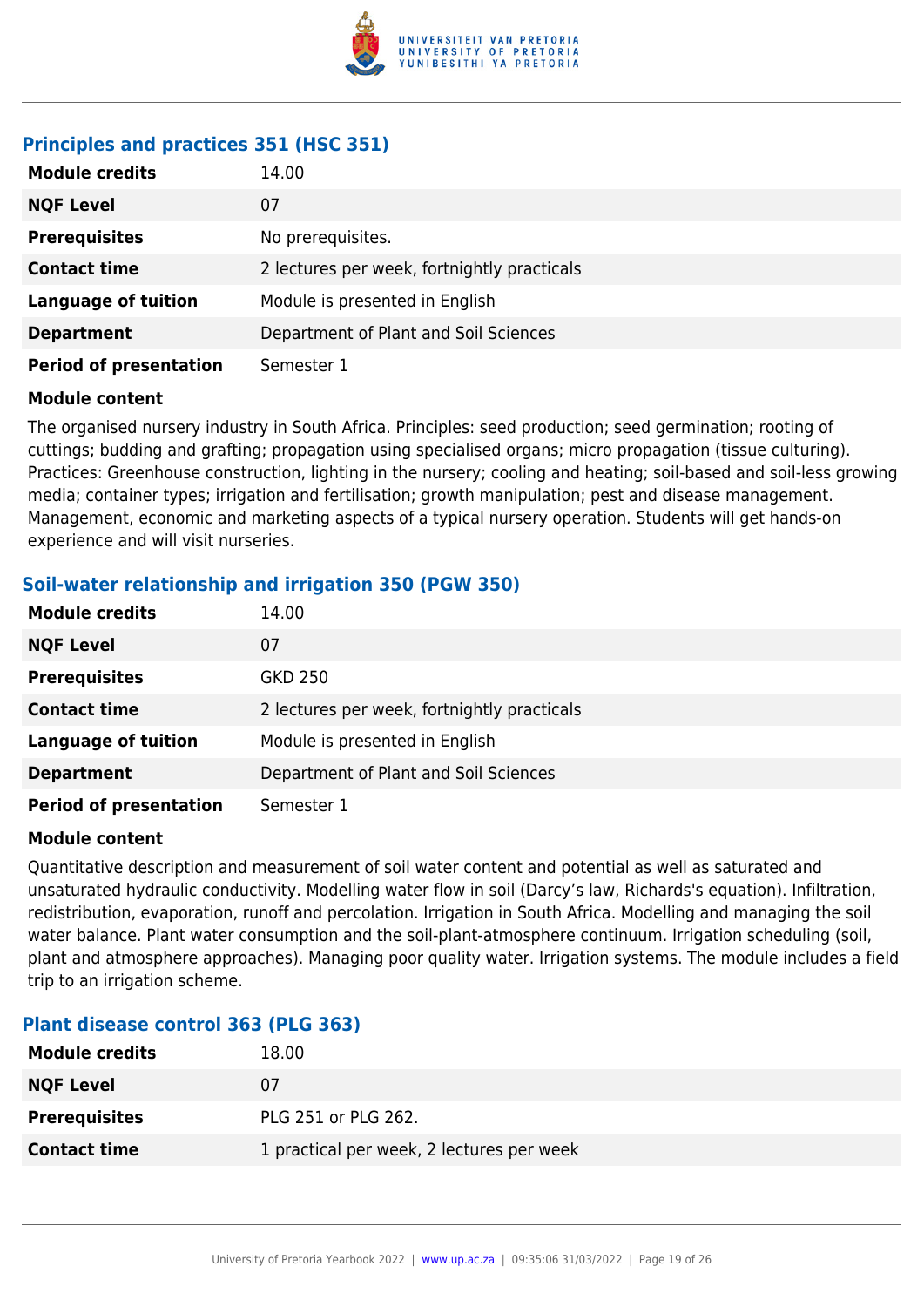### Principles and practices 351 (HSC 351)

| | |
|---|---|
| **Module credits** | 14.00 |
| **NQF Level** | 07 |
| **Prerequisites** | No prerequisites. |
| **Contact time** | 2 lectures per week, fortnightly practicals |
| **Language of tuition** | Module is presented in English |
| **Department** | Department of Plant and Soil Sciences |
| **Period of presentation** | Semester 1 |

**Module content**

The organised nursery industry in South Africa. Principles: seed production; seed germination; rooting of cuttings; budding and grafting; propagation using specialised organs; micro propagation (tissue culturing). Practices: Greenhouse construction, lighting in the nursery; cooling and heating; soil-based and soil-less growing media; container types; irrigation and fertilisation; growth manipulation; pest and disease management. Management, economic and marketing aspects of a typical nursery operation. Students will get hands-on experience and will visit nurseries.

### Soil-water relationship and irrigation 350 (PGW 350)

| | |
|---|---|
| **Module credits** | 14.00 |
| **NQF Level** | 07 |
| **Prerequisites** | GKD 250 |
| **Contact time** | 2 lectures per week, fortnightly practicals |
| **Language of tuition** | Module is presented in English |
| **Department** | Department of Plant and Soil Sciences |
| **Period of presentation** | Semester 1 |

**Module content**

Quantitative description and measurement of soil water content and potential as well as saturated and unsaturated hydraulic conductivity. Modelling water flow in soil (Darcy's law, Richards's equation). Infiltration, redistribution, evaporation, runoff and percolation. Irrigation in South Africa. Modelling and managing the soil water balance. Plant water consumption and the soil-plant-atmosphere continuum. Irrigation scheduling (soil, plant and atmosphere approaches). Managing poor quality water. Irrigation systems. The module includes a field trip to an irrigation scheme.

### Plant disease control 363 (PLG 363)

| | |
|---|---|
| **Module credits** | 18.00 |
| **NQF Level** | 07 |
| **Prerequisites** | PLG 251 or PLG 262. |
| **Contact time** | 1 practical per week, 2 lectures per week |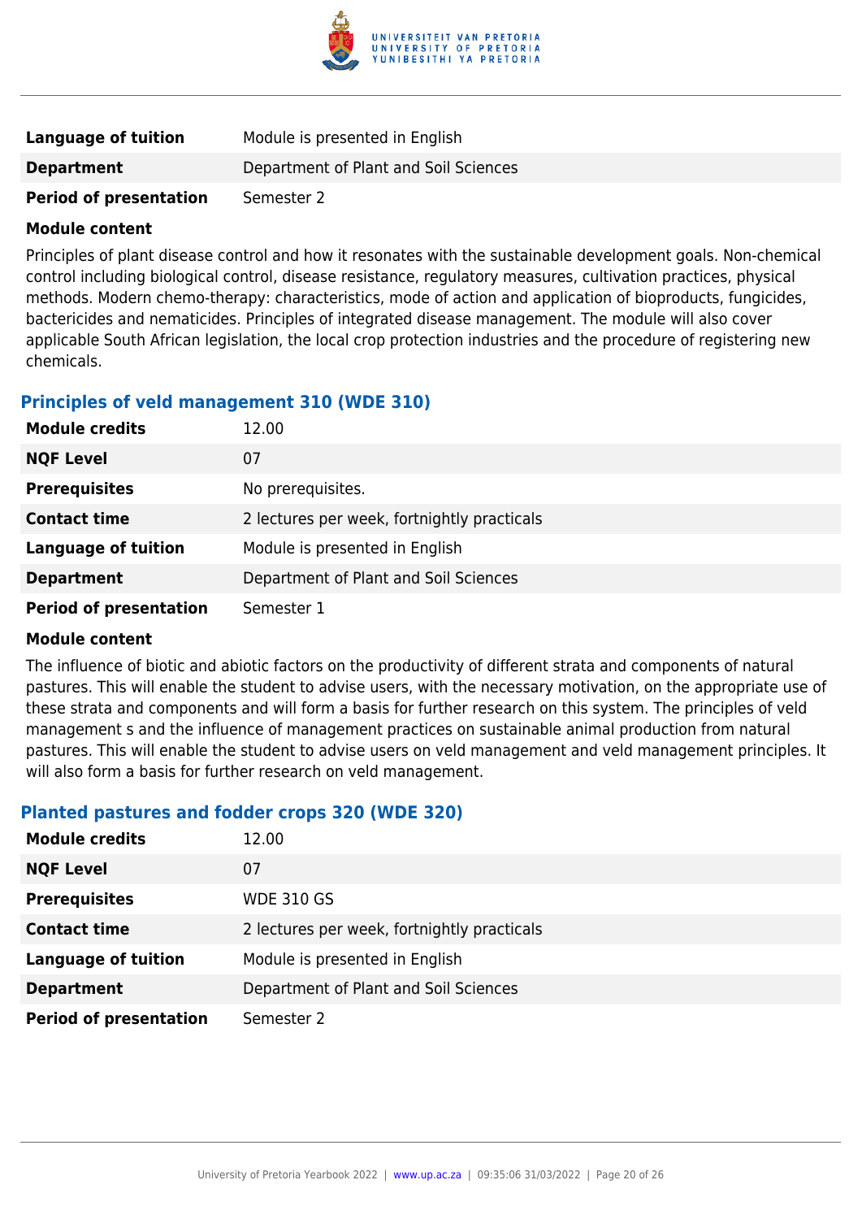| | |
|---|---|
| **Language of tuition** | Module is presented in English |
| **Department** | Department of Plant and Soil Sciences |
| **Period of presentation** | Semester 2 |

**Module content**

Principles of plant disease control and how it resonates with the sustainable development goals. Non-chemical control including biological control, disease resistance, regulatory measures, cultivation practices, physical methods. Modern chemo-therapy: characteristics, mode of action and application of bioproducts, fungicides, bactericides and nematicides. Principles of integrated disease management. The module will also cover applicable South African legislation, the local crop protection industries and the procedure of registering new chemicals.

### Principles of veld management 310 (WDE 310)

| | |
|---|---|
| **Module credits** | 12.00 |
| **NQF Level** | 07 |
| **Prerequisites** | No prerequisites. |
| **Contact time** | 2 lectures per week, fortnightly practicals |
| **Language of tuition** | Module is presented in English |
| **Department** | Department of Plant and Soil Sciences |
| **Period of presentation** | Semester 1 |

**Module content**

The influence of biotic and abiotic factors on the productivity of different strata and components of natural pastures. This will enable the student to advise users, with the necessary motivation, on the appropriate use of these strata and components and will form a basis for further research on this system. The principles of veld management s and the influence of management practices on sustainable animal production from natural pastures. This will enable the student to advise users on veld management and veld management principles. It will also form a basis for further research on veld management.

### Planted pastures and fodder crops 320 (WDE 320)

| | |
|---|---|
| **Module credits** | 12.00 |
| **NQF Level** | 07 |
| **Prerequisites** | WDE 310 GS |
| **Contact time** | 2 lectures per week, fortnightly practicals |
| **Language of tuition** | Module is presented in English |
| **Department** | Department of Plant and Soil Sciences |
| **Period of presentation** | Semester 2 |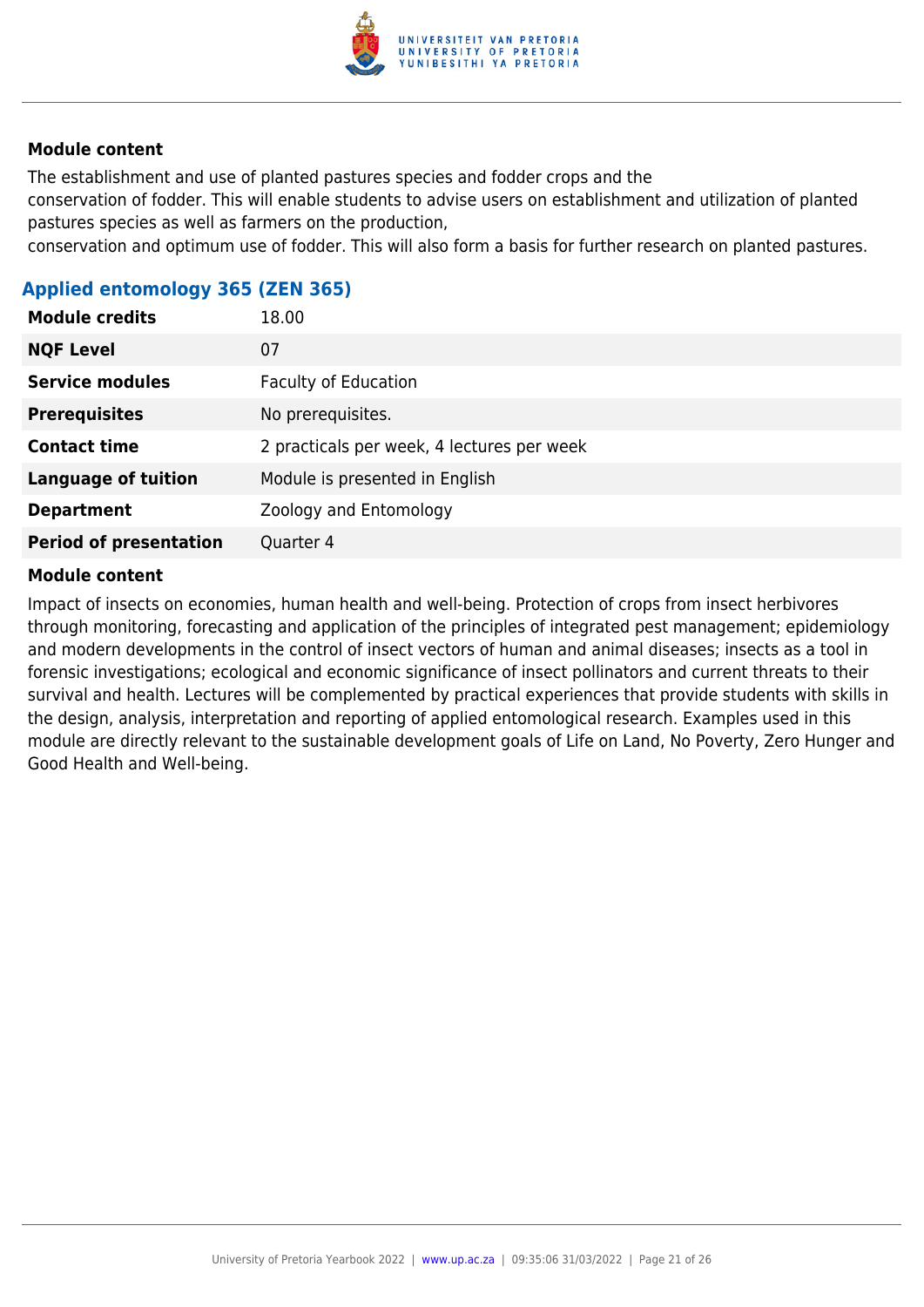#### Module content

The establishment and use of planted pastures species and fodder crops and the
conservation of fodder. This will enable students to advise users on establishment and utilization of planted pastures species as well as farmers on the production,
conservation and optimum use of fodder. This will also form a basis for further research on planted pastures.

### Applied entomology 365 (ZEN 365)

| | |
|---|---|
| **Module credits** | 18.00 |
| **NQF Level** | 07 |
| **Service modules** | Faculty of Education |
| **Prerequisites** | No prerequisites. |
| **Contact time** | 2 practicals per week, 4 lectures per week |
| **Language of tuition** | Module is presented in English |
| **Department** | Zoology and Entomology |
| **Period of presentation** | Quarter 4 |

#### Module content

Impact of insects on economies, human health and well-being. Protection of crops from insect herbivores through monitoring, forecasting and application of the principles of integrated pest management; epidemiology and modern developments in the control of insect vectors of human and animal diseases; insects as a tool in forensic investigations; ecological and economic significance of insect pollinators and current threats to their survival and health. Lectures will be complemented by practical experiences that provide students with skills in the design, analysis, interpretation and reporting of applied entomological research. Examples used in this module are directly relevant to the sustainable development goals of Life on Land, No Poverty, Zero Hunger and Good Health and Well-being.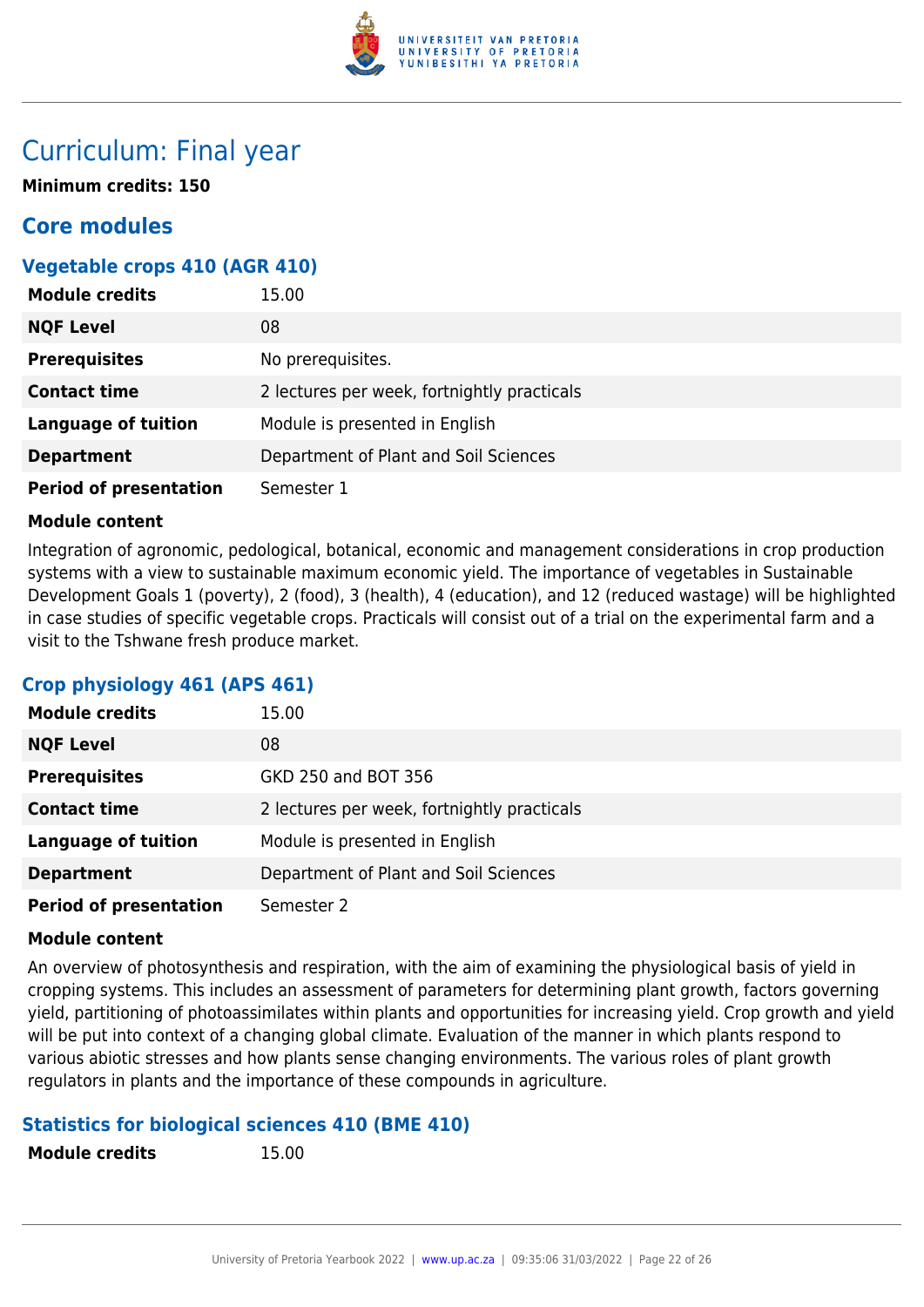# Curriculum: Final year

**Minimum credits: 150**

## Core modules

### Vegetable crops 410 (AGR 410)

| | |
|---|---|
| **Module credits** | 15.00 |
| **NQF Level** | 08 |
| **Prerequisites** | No prerequisites. |
| **Contact time** | 2 lectures per week, fortnightly practicals |
| **Language of tuition** | Module is presented in English |
| **Department** | Department of Plant and Soil Sciences |
| **Period of presentation** | Semester 1 |

**Module content**

Integration of agronomic, pedological, botanical, economic and management considerations in crop production systems with a view to sustainable maximum economic yield. The importance of vegetables in Sustainable Development Goals 1 (poverty), 2 (food), 3 (health), 4 (education), and 12 (reduced wastage) will be highlighted in case studies of specific vegetable crops. Practicals will consist out of a trial on the experimental farm and a visit to the Tshwane fresh produce market.

### Crop physiology 461 (APS 461)

| | |
|---|---|
| **Module credits** | 15.00 |
| **NQF Level** | 08 |
| **Prerequisites** | GKD 250 and BOT 356 |
| **Contact time** | 2 lectures per week, fortnightly practicals |
| **Language of tuition** | Module is presented in English |
| **Department** | Department of Plant and Soil Sciences |
| **Period of presentation** | Semester 2 |

**Module content**

An overview of photosynthesis and respiration, with the aim of examining the physiological basis of yield in cropping systems. This includes an assessment of parameters for determining plant growth, factors governing yield, partitioning of photoassimilates within plants and opportunities for increasing yield. Crop growth and yield will be put into context of a changing global climate. Evaluation of the manner in which plants respond to various abiotic stresses and how plants sense changing environments. The various roles of plant growth regulators in plants and the importance of these compounds in agriculture.

### Statistics for biological sciences 410 (BME 410)

| | |
|---|---|
| **Module credits** | 15.00 |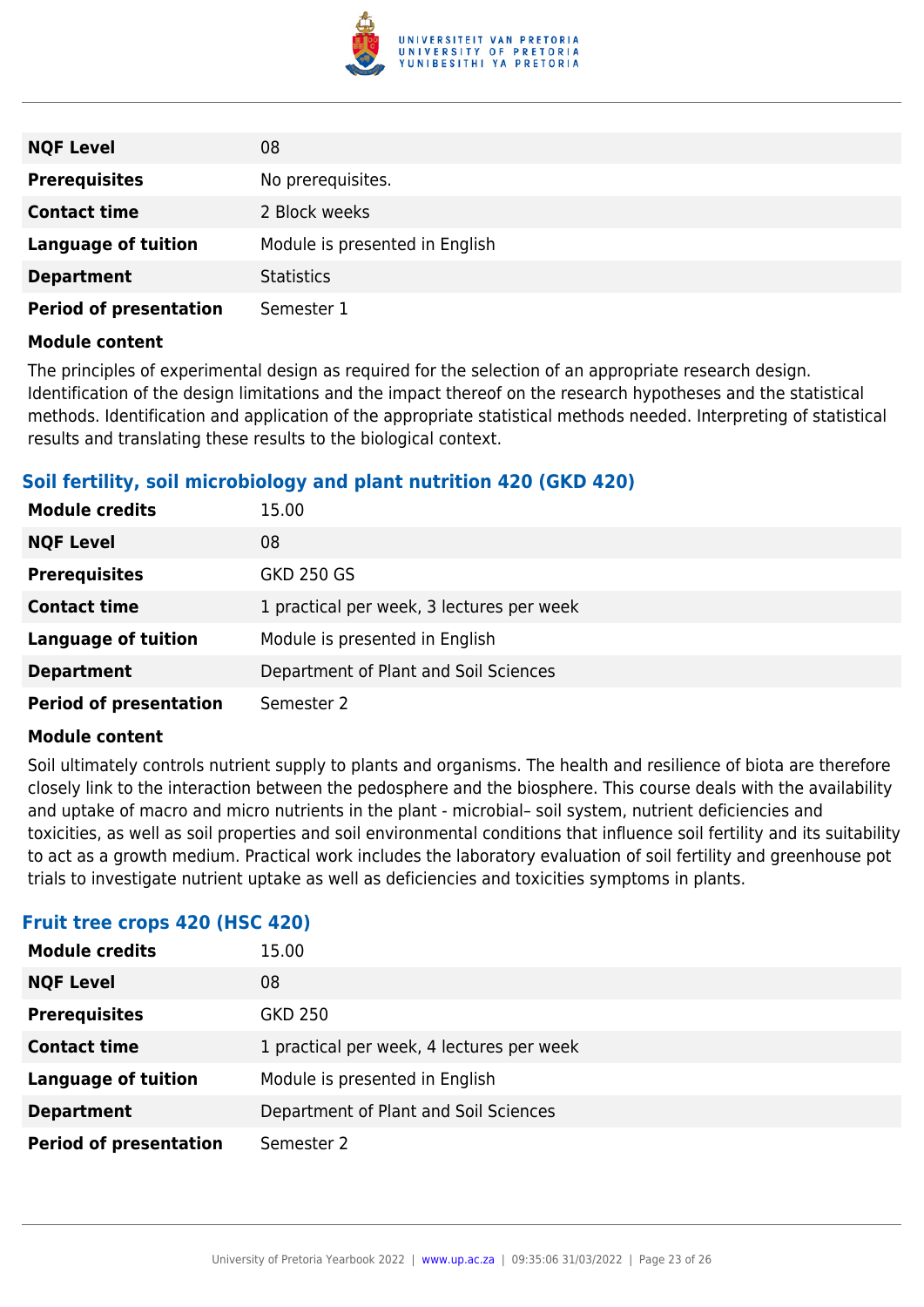| | |
|---|---|
| **NQF Level** | 08 |
| **Prerequisites** | No prerequisites. |
| **Contact time** | 2 Block weeks |
| **Language of tuition** | Module is presented in English |
| **Department** | Statistics |
| **Period of presentation** | Semester 1 |

**Module content**

The principles of experimental design as required for the selection of an appropriate research design. Identification of the design limitations and the impact thereof on the research hypotheses and the statistical methods. Identification and application of the appropriate statistical methods needed. Interpreting of statistical results and translating these results to the biological context.

### Soil fertility, soil microbiology and plant nutrition 420 (GKD 420)

| | |
|---|---|
| **Module credits** | 15.00 |
| **NQF Level** | 08 |
| **Prerequisites** | GKD 250 GS |
| **Contact time** | 1 practical per week, 3 lectures per week |
| **Language of tuition** | Module is presented in English |
| **Department** | Department of Plant and Soil Sciences |
| **Period of presentation** | Semester 2 |

**Module content**

Soil ultimately controls nutrient supply to plants and organisms. The health and resilience of biota are therefore closely link to the interaction between the pedosphere and the biosphere. This course deals with the availability and uptake of macro and micro nutrients in the plant - microbial– soil system, nutrient deficiencies and toxicities, as well as soil properties and soil environmental conditions that influence soil fertility and its suitability to act as a growth medium. Practical work includes the laboratory evaluation of soil fertility and greenhouse pot trials to investigate nutrient uptake as well as deficiencies and toxicities symptoms in plants.

### Fruit tree crops 420 (HSC 420)

| | |
|---|---|
| **Module credits** | 15.00 |
| **NQF Level** | 08 |
| **Prerequisites** | GKD 250 |
| **Contact time** | 1 practical per week, 4 lectures per week |
| **Language of tuition** | Module is presented in English |
| **Department** | Department of Plant and Soil Sciences |
| **Period of presentation** | Semester 2 |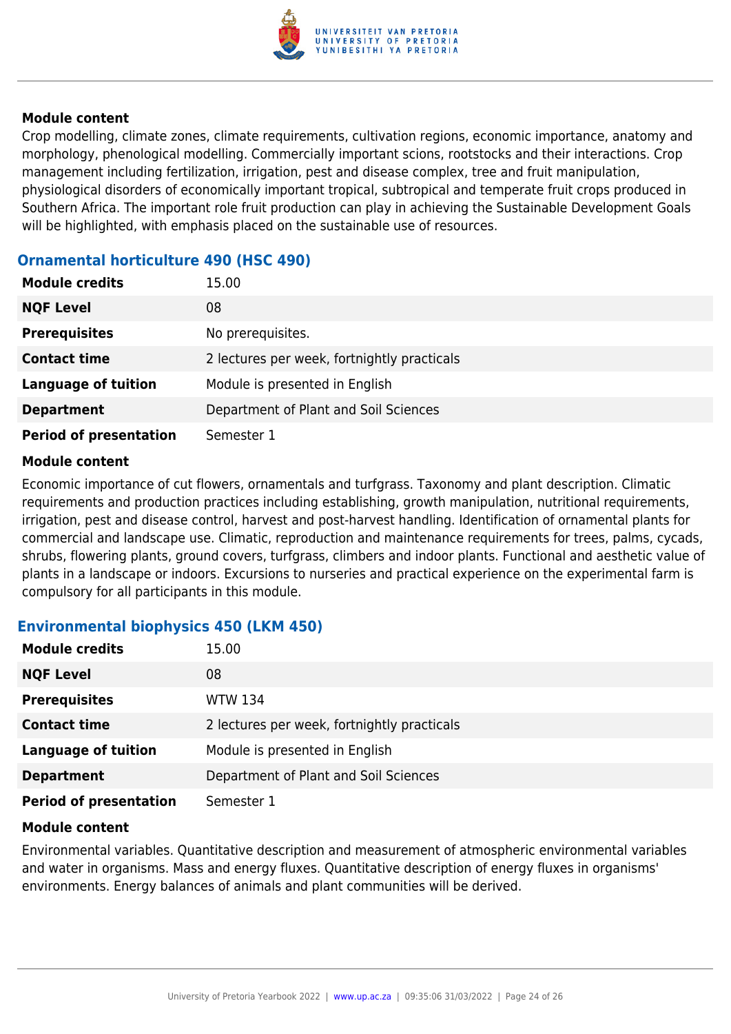#### Module content

Crop modelling, climate zones, climate requirements, cultivation regions, economic importance, anatomy and morphology, phenological modelling. Commercially important scions, rootstocks and their interactions. Crop management including fertilization, irrigation, pest and disease complex, tree and fruit manipulation, physiological disorders of economically important tropical, subtropical and temperate fruit crops produced in Southern Africa. The important role fruit production can play in achieving the Sustainable Development Goals will be highlighted, with emphasis placed on the sustainable use of resources.

### Ornamental horticulture 490 (HSC 490)

| | |
|---|---|
| **Module credits** | 15.00 |
| **NQF Level** | 08 |
| **Prerequisites** | No prerequisites. |
| **Contact time** | 2 lectures per week, fortnightly practicals |
| **Language of tuition** | Module is presented in English |
| **Department** | Department of Plant and Soil Sciences |
| **Period of presentation** | Semester 1 |

#### Module content

Economic importance of cut flowers, ornamentals and turfgrass. Taxonomy and plant description. Climatic requirements and production practices including establishing, growth manipulation, nutritional requirements, irrigation, pest and disease control, harvest and post-harvest handling. Identification of ornamental plants for commercial and landscape use. Climatic, reproduction and maintenance requirements for trees, palms, cycads, shrubs, flowering plants, ground covers, turfgrass, climbers and indoor plants. Functional and aesthetic value of plants in a landscape or indoors. Excursions to nurseries and practical experience on the experimental farm is compulsory for all participants in this module.

### Environmental biophysics 450 (LKM 450)

| | |
|---|---|
| **Module credits** | 15.00 |
| **NQF Level** | 08 |
| **Prerequisites** | WTW 134 |
| **Contact time** | 2 lectures per week, fortnightly practicals |
| **Language of tuition** | Module is presented in English |
| **Department** | Department of Plant and Soil Sciences |
| **Period of presentation** | Semester 1 |

#### Module content

Environmental variables. Quantitative description and measurement of atmospheric environmental variables and water in organisms. Mass and energy fluxes. Quantitative description of energy fluxes in organisms' environments. Energy balances of animals and plant communities will be derived.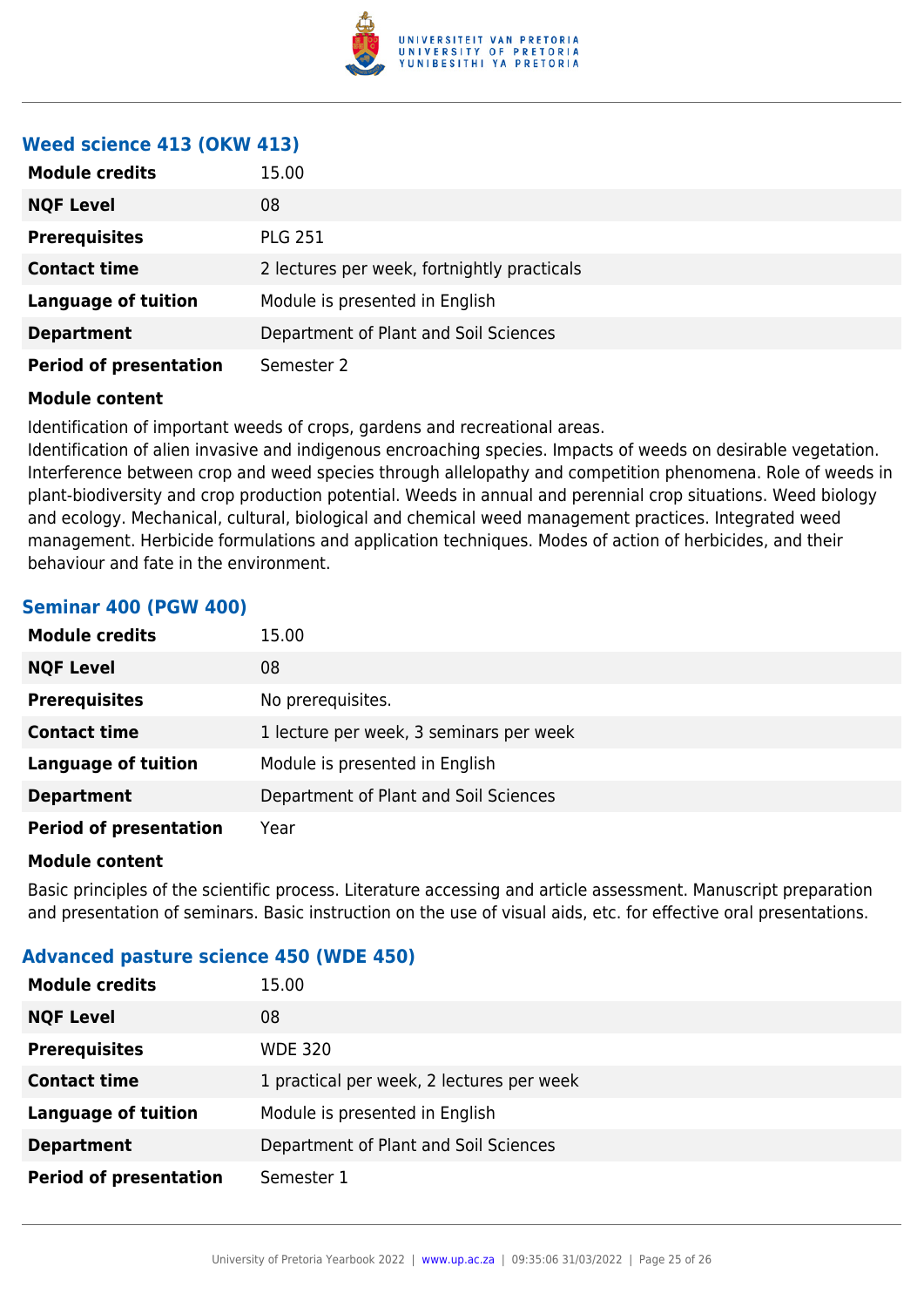### Weed science 413 (OKW 413)

| | |
|---|---|
| **Module credits** | 15.00 |
| **NQF Level** | 08 |
| **Prerequisites** | PLG 251 |
| **Contact time** | 2 lectures per week, fortnightly practicals |
| **Language of tuition** | Module is presented in English |
| **Department** | Department of Plant and Soil Sciences |
| **Period of presentation** | Semester 2 |

**Module content**

Identification of important weeds of crops, gardens and recreational areas.
Identification of alien invasive and indigenous encroaching species. Impacts of weeds on desirable vegetation. Interference between crop and weed species through allelopathy and competition phenomena. Role of weeds in plant-biodiversity and crop production potential. Weeds in annual and perennial crop situations. Weed biology and ecology. Mechanical, cultural, biological and chemical weed management practices. Integrated weed management. Herbicide formulations and application techniques. Modes of action of herbicides, and their behaviour and fate in the environment.

### Seminar 400 (PGW 400)

| | |
|---|---|
| **Module credits** | 15.00 |
| **NQF Level** | 08 |
| **Prerequisites** | No prerequisites. |
| **Contact time** | 1 lecture per week, 3 seminars per week |
| **Language of tuition** | Module is presented in English |
| **Department** | Department of Plant and Soil Sciences |
| **Period of presentation** | Year |

**Module content**

Basic principles of the scientific process. Literature accessing and article assessment. Manuscript preparation and presentation of seminars. Basic instruction on the use of visual aids, etc. for effective oral presentations.

### Advanced pasture science 450 (WDE 450)

| | |
|---|---|
| **Module credits** | 15.00 |
| **NQF Level** | 08 |
| **Prerequisites** | WDE 320 |
| **Contact time** | 1 practical per week, 2 lectures per week |
| **Language of tuition** | Module is presented in English |
| **Department** | Department of Plant and Soil Sciences |
| **Period of presentation** | Semester 1 |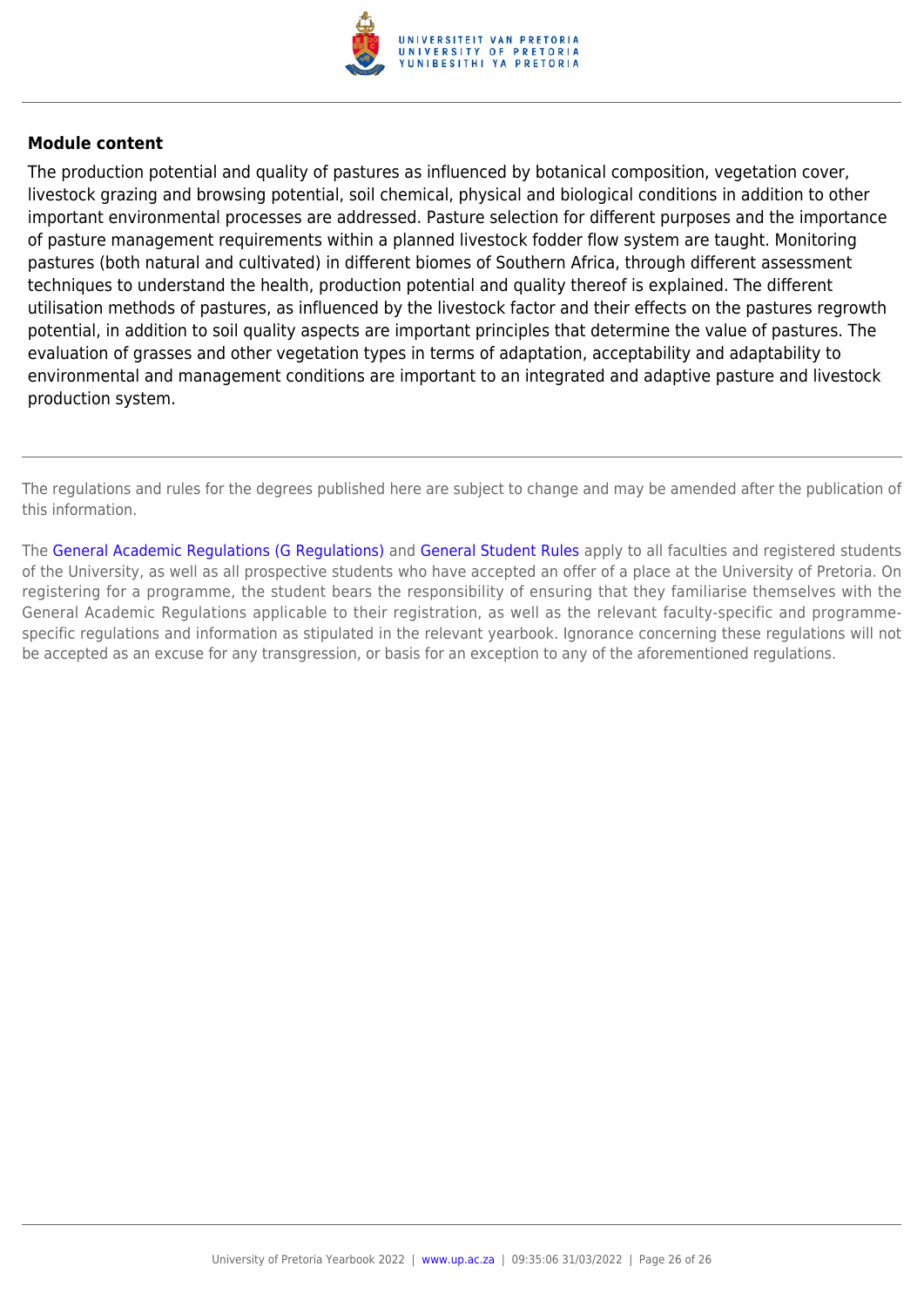**Module content**

The production potential and quality of pastures as influenced by botanical composition, vegetation cover, livestock grazing and browsing potential, soil chemical, physical and biological conditions in addition to other important environmental processes are addressed. Pasture selection for different purposes and the importance of pasture management requirements within a planned livestock fodder flow system are taught. Monitoring pastures (both natural and cultivated) in different biomes of Southern Africa, through different assessment techniques to understand the health, production potential and quality thereof is explained. The different utilisation methods of pastures, as influenced by the livestock factor and their effects on the pastures regrowth potential, in addition to soil quality aspects are important principles that determine the value of pastures. The evaluation of grasses and other vegetation types in terms of adaptation, acceptability and adaptability to environmental and management conditions are important to an integrated and adaptive pasture and livestock production system.

---

The regulations and rules for the degrees published here are subject to change and may be amended after the publication of this information.

The General Academic Regulations (G Regulations) and General Student Rules apply to all faculties and registered students of the University, as well as all prospective students who have accepted an offer of a place at the University of Pretoria. On registering for a programme, the student bears the responsibility of ensuring that they familiarise themselves with the General Academic Regulations applicable to their registration, as well as the relevant faculty-specific and programme-specific regulations and information as stipulated in the relevant yearbook. Ignorance concerning these regulations will not be accepted as an excuse for any transgression, or basis for an exception to any of the aforementioned regulations.